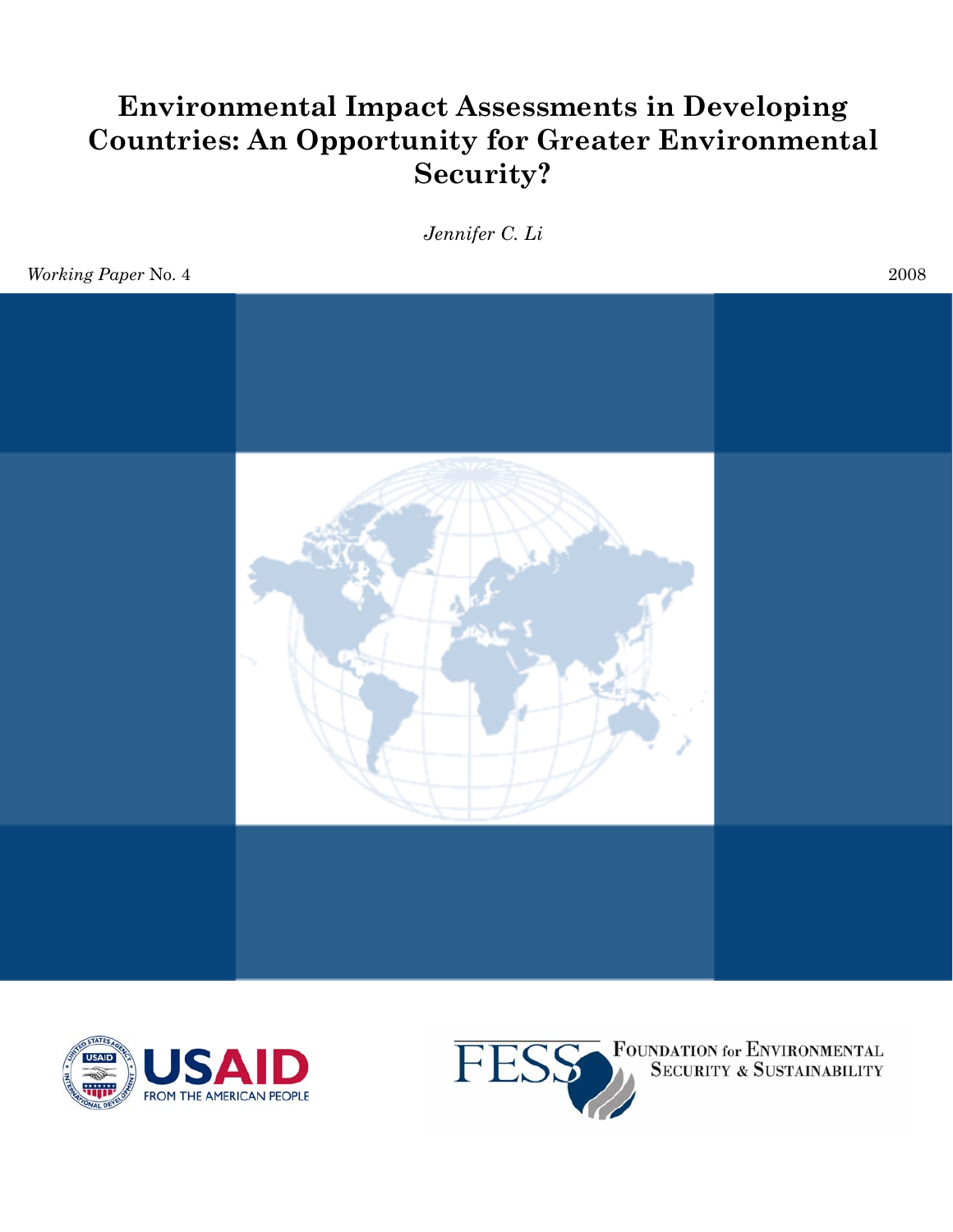# Environmental Impact Assessments in Developing Countries: An Opportunity for Greater Environmental Security?

*Jennifer C. Li*

*Working Paper* No. 4

2008

USAID FROM THE AMERICAN PEOPLE

FESS FOUNDATION for ENVIRONMENTAL SECURITY & SUSTAINABILITY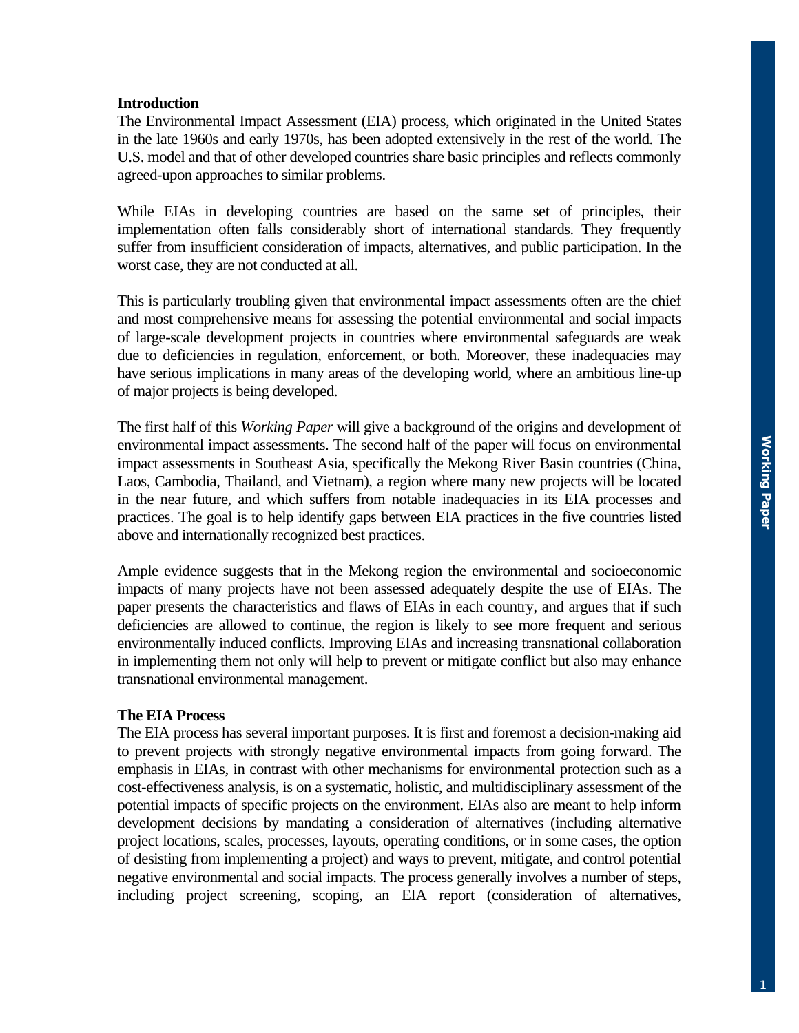**Introduction**

The Environmental Impact Assessment (EIA) process, which originated in the United States in the late 1960s and early 1970s, has been adopted extensively in the rest of the world. The U.S. model and that of other developed countries share basic principles and reflects commonly agreed-upon approaches to similar problems.

While EIAs in developing countries are based on the same set of principles, their implementation often falls considerably short of international standards. They frequently suffer from insufficient consideration of impacts, alternatives, and public participation. In the worst case, they are not conducted at all.

This is particularly troubling given that environmental impact assessments often are the chief and most comprehensive means for assessing the potential environmental and social impacts of large-scale development projects in countries where environmental safeguards are weak due to deficiencies in regulation, enforcement, or both. Moreover, these inadequacies may have serious implications in many areas of the developing world, where an ambitious line-up of major projects is being developed.

The first half of this *Working Paper* will give a background of the origins and development of environmental impact assessments. The second half of the paper will focus on environmental impact assessments in Southeast Asia, specifically the Mekong River Basin countries (China, Laos, Cambodia, Thailand, and Vietnam), a region where many new projects will be located in the near future, and which suffers from notable inadequacies in its EIA processes and practices. The goal is to help identify gaps between EIA practices in the five countries listed above and internationally recognized best practices.

Ample evidence suggests that in the Mekong region the environmental and socioeconomic impacts of many projects have not been assessed adequately despite the use of EIAs. The paper presents the characteristics and flaws of EIAs in each country, and argues that if such deficiencies are allowed to continue, the region is likely to see more frequent and serious environmentally induced conflicts. Improving EIAs and increasing transnational collaboration in implementing them not only will help to prevent or mitigate conflict but also may enhance transnational environmental management.

**The EIA Process**

The EIA process has several important purposes. It is first and foremost a decision-making aid to prevent projects with strongly negative environmental impacts from going forward. The emphasis in EIAs, in contrast with other mechanisms for environmental protection such as a cost-effectiveness analysis, is on a systematic, holistic, and multidisciplinary assessment of the potential impacts of specific projects on the environment. EIAs also are meant to help inform development decisions by mandating a consideration of alternatives (including alternative project locations, scales, processes, layouts, operating conditions, or in some cases, the option of desisting from implementing a project) and ways to prevent, mitigate, and control potential negative environmental and social impacts. The process generally involves a number of steps, including project screening, scoping, an EIA report (consideration of alternatives,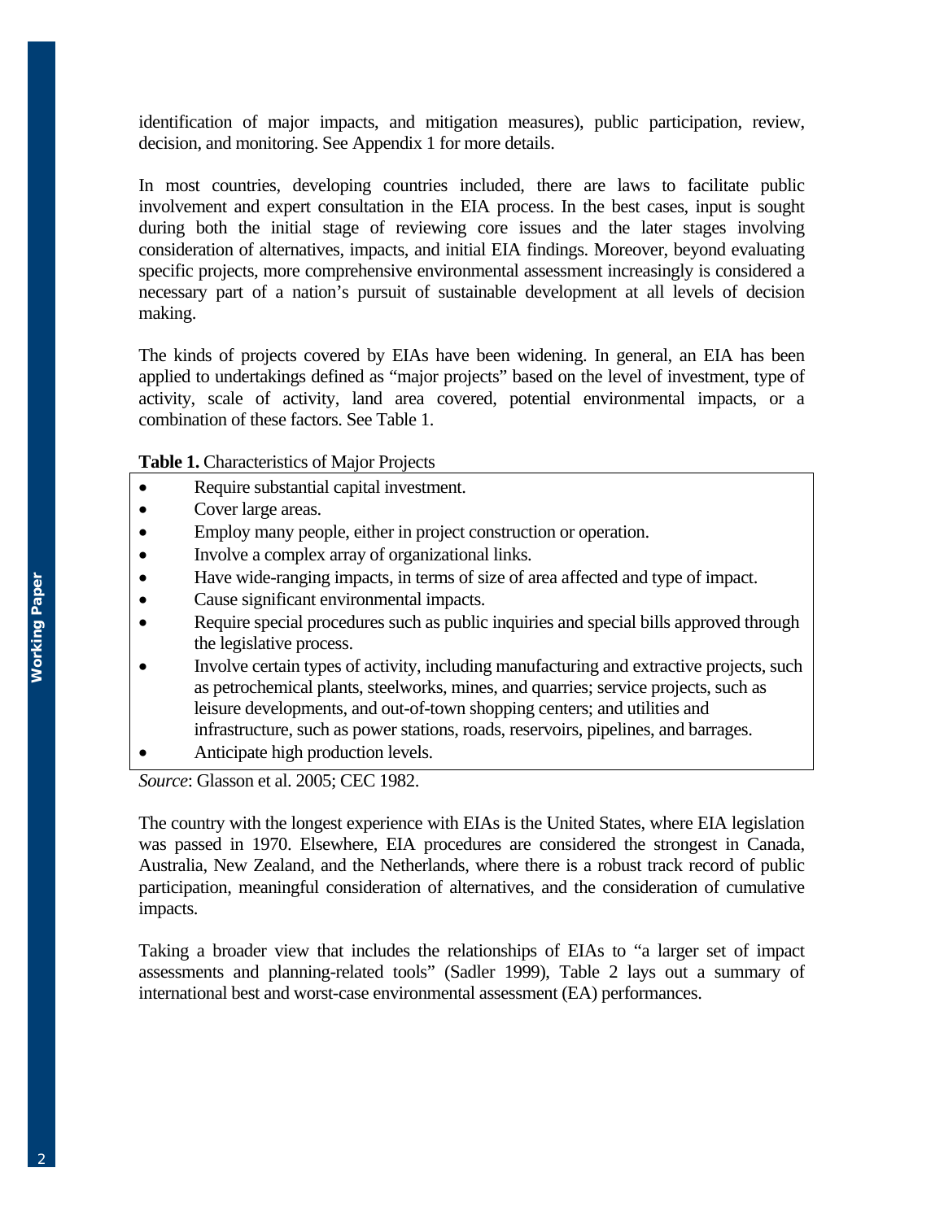identification of major impacts, and mitigation measures), public participation, review, decision, and monitoring. See Appendix 1 for more details.

In most countries, developing countries included, there are laws to facilitate public involvement and expert consultation in the EIA process. In the best cases, input is sought during both the initial stage of reviewing core issues and the later stages involving consideration of alternatives, impacts, and initial EIA findings. Moreover, beyond evaluating specific projects, more comprehensive environmental assessment increasingly is considered a necessary part of a nation's pursuit of sustainable development at all levels of decision making.

The kinds of projects covered by EIAs have been widening. In general, an EIA has been applied to undertakings defined as "major projects" based on the level of investment, type of activity, scale of activity, land area covered, potential environmental impacts, or a combination of these factors. See Table 1.

**Table 1.** Characteristics of Major Projects

- Require substantial capital investment.
- Cover large areas.
- Employ many people, either in project construction or operation.
- Involve a complex array of organizational links.
- Have wide-ranging impacts, in terms of size of area affected and type of impact.
- Cause significant environmental impacts.
- Require special procedures such as public inquiries and special bills approved through the legislative process.
- Involve certain types of activity, including manufacturing and extractive projects, such as petrochemical plants, steelworks, mines, and quarries; service projects, such as leisure developments, and out-of-town shopping centers; and utilities and infrastructure, such as power stations, roads, reservoirs, pipelines, and barrages.
- Anticipate high production levels.

*Source*: Glasson et al. 2005; CEC 1982.

The country with the longest experience with EIAs is the United States, where EIA legislation was passed in 1970. Elsewhere, EIA procedures are considered the strongest in Canada, Australia, New Zealand, and the Netherlands, where there is a robust track record of public participation, meaningful consideration of alternatives, and the consideration of cumulative impacts.

Taking a broader view that includes the relationships of EIAs to "a larger set of impact assessments and planning-related tools" (Sadler 1999), Table 2 lays out a summary of international best and worst-case environmental assessment (EA) performances.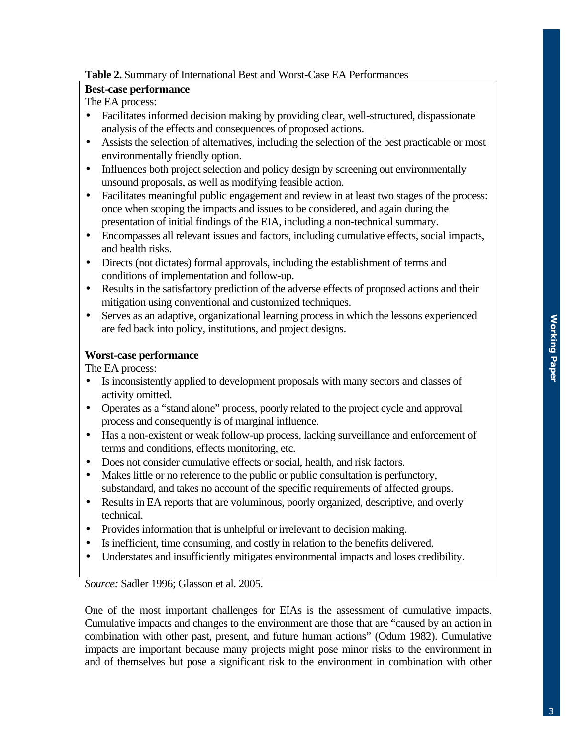**Table 2.** Summary of International Best and Worst-Case EA Performances

**Best-case performance**

The EA process:

- Facilitates informed decision making by providing clear, well-structured, dispassionate analysis of the effects and consequences of proposed actions.
- Assists the selection of alternatives, including the selection of the best practicable or most environmentally friendly option.
- Influences both project selection and policy design by screening out environmentally unsound proposals, as well as modifying feasible action.
- Facilitates meaningful public engagement and review in at least two stages of the process: once when scoping the impacts and issues to be considered, and again during the presentation of initial findings of the EIA, including a non-technical summary.
- Encompasses all relevant issues and factors, including cumulative effects, social impacts, and health risks.
- Directs (not dictates) formal approvals, including the establishment of terms and conditions of implementation and follow-up.
- Results in the satisfactory prediction of the adverse effects of proposed actions and their mitigation using conventional and customized techniques.
- Serves as an adaptive, organizational learning process in which the lessons experienced are fed back into policy, institutions, and project designs.

**Worst-case performance**

The EA process:

- Is inconsistently applied to development proposals with many sectors and classes of activity omitted.
- Operates as a "stand alone" process, poorly related to the project cycle and approval process and consequently is of marginal influence.
- Has a non-existent or weak follow-up process, lacking surveillance and enforcement of terms and conditions, effects monitoring, etc.
- Does not consider cumulative effects or social, health, and risk factors.
- Makes little or no reference to the public or public consultation is perfunctory, substandard, and takes no account of the specific requirements of affected groups.
- Results in EA reports that are voluminous, poorly organized, descriptive, and overly technical.
- Provides information that is unhelpful or irrelevant to decision making.
- Is inefficient, time consuming, and costly in relation to the benefits delivered.
- Understates and insufficiently mitigates environmental impacts and loses credibility.

*Source:* Sadler 1996; Glasson et al. 2005.

One of the most important challenges for EIAs is the assessment of cumulative impacts. Cumulative impacts and changes to the environment are those that are "caused by an action in combination with other past, present, and future human actions" (Odum 1982). Cumulative impacts are important because many projects might pose minor risks to the environment in and of themselves but pose a significant risk to the environment in combination with other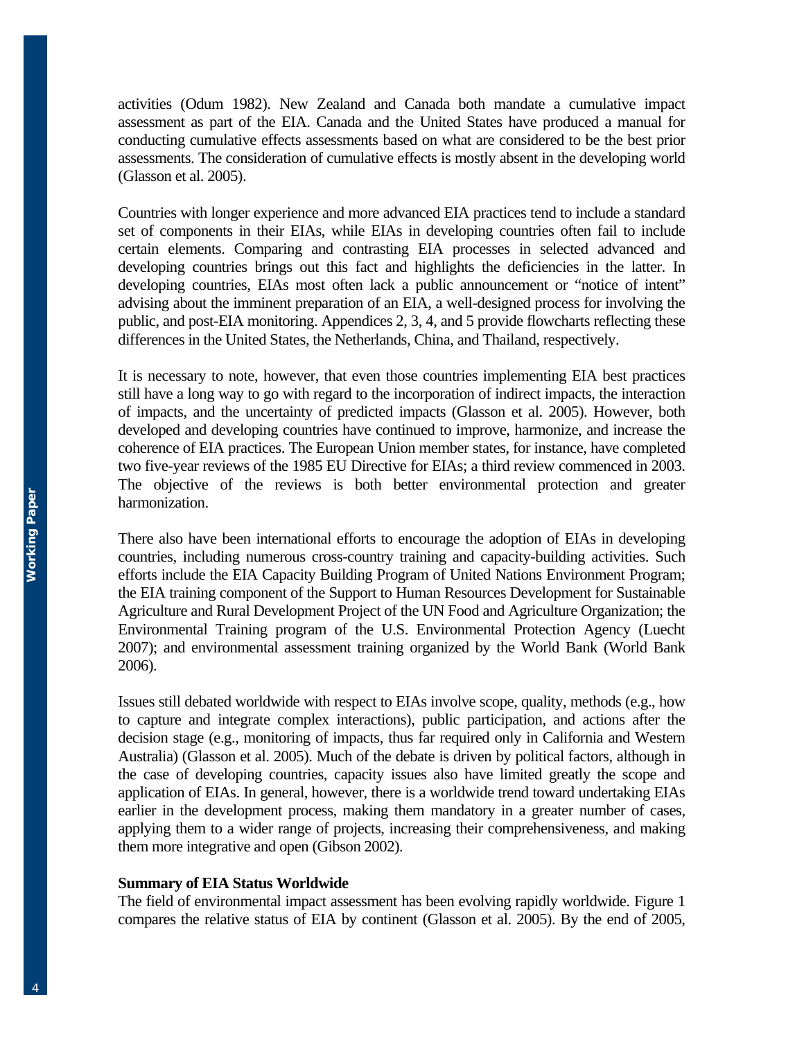activities (Odum 1982). New Zealand and Canada both mandate a cumulative impact assessment as part of the EIA. Canada and the United States have produced a manual for conducting cumulative effects assessments based on what are considered to be the best prior assessments. The consideration of cumulative effects is mostly absent in the developing world (Glasson et al. 2005).

Countries with longer experience and more advanced EIA practices tend to include a standard set of components in their EIAs, while EIAs in developing countries often fail to include certain elements. Comparing and contrasting EIA processes in selected advanced and developing countries brings out this fact and highlights the deficiencies in the latter. In developing countries, EIAs most often lack a public announcement or "notice of intent" advising about the imminent preparation of an EIA, a well-designed process for involving the public, and post-EIA monitoring. Appendices 2, 3, 4, and 5 provide flowcharts reflecting these differences in the United States, the Netherlands, China, and Thailand, respectively.

It is necessary to note, however, that even those countries implementing EIA best practices still have a long way to go with regard to the incorporation of indirect impacts, the interaction of impacts, and the uncertainty of predicted impacts (Glasson et al. 2005). However, both developed and developing countries have continued to improve, harmonize, and increase the coherence of EIA practices. The European Union member states, for instance, have completed two five-year reviews of the 1985 EU Directive for EIAs; a third review commenced in 2003. The objective of the reviews is both better environmental protection and greater harmonization.

There also have been international efforts to encourage the adoption of EIAs in developing countries, including numerous cross-country training and capacity-building activities. Such efforts include the EIA Capacity Building Program of United Nations Environment Program; the EIA training component of the Support to Human Resources Development for Sustainable Agriculture and Rural Development Project of the UN Food and Agriculture Organization; the Environmental Training program of the U.S. Environmental Protection Agency (Luecht 2007); and environmental assessment training organized by the World Bank (World Bank 2006).

Issues still debated worldwide with respect to EIAs involve scope, quality, methods (e.g., how to capture and integrate complex interactions), public participation, and actions after the decision stage (e.g., monitoring of impacts, thus far required only in California and Western Australia) (Glasson et al. 2005). Much of the debate is driven by political factors, although in the case of developing countries, capacity issues also have limited greatly the scope and application of EIAs. In general, however, there is a worldwide trend toward undertaking EIAs earlier in the development process, making them mandatory in a greater number of cases, applying them to a wider range of projects, increasing their comprehensiveness, and making them more integrative and open (Gibson 2002).

**Summary of EIA Status Worldwide**

The field of environmental impact assessment has been evolving rapidly worldwide. Figure 1 compares the relative status of EIA by continent (Glasson et al. 2005). By the end of 2005,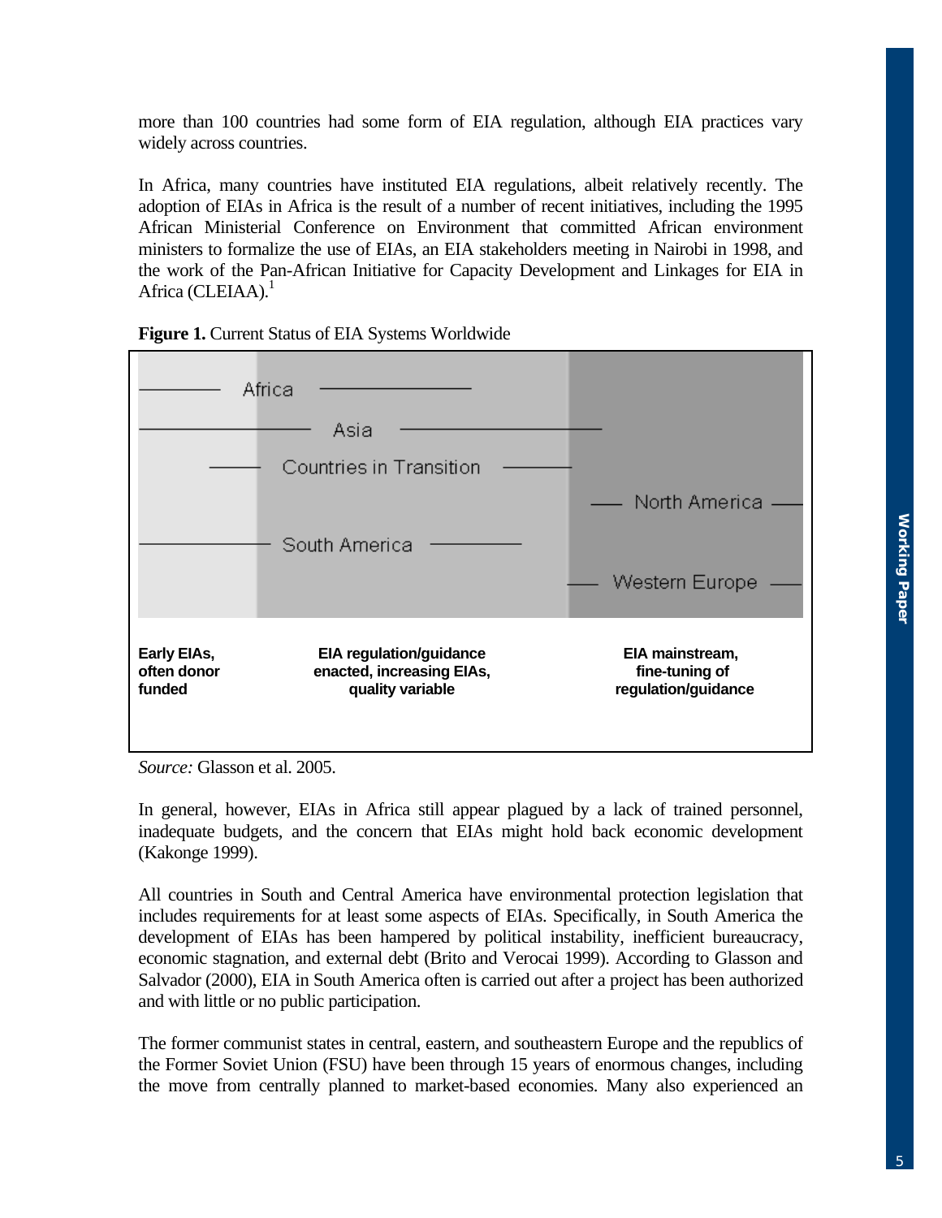more than 100 countries had some form of EIA regulation, although EIA practices vary widely across countries.

In Africa, many countries have instituted EIA regulations, albeit relatively recently. The adoption of EIAs in Africa is the result of a number of recent initiatives, including the 1995 African Ministerial Conference on Environment that committed African environment ministers to formalize the use of EIAs, an EIA stakeholders meeting in Nairobi in 1998, and the work of the Pan-African Initiative for Capacity Development and Linkages for EIA in Africa (CLEIAA).[1]

**Figure 1.** Current Status of EIA Systems Worldwide

Africa

Asia

Countries in Transition

North America

South America

Western Europe

**Early EIAs, often donor funded**

**EIA regulation/guidance enacted, increasing EIAs, quality variable**

**EIA mainstream, fine-tuning of regulation/guidance**

*Source:* Glasson et al. 2005.

In general, however, EIAs in Africa still appear plagued by a lack of trained personnel, inadequate budgets, and the concern that EIAs might hold back economic development (Kakonge 1999).

All countries in South and Central America have environmental protection legislation that includes requirements for at least some aspects of EIAs. Specifically, in South America the development of EIAs has been hampered by political instability, inefficient bureaucracy, economic stagnation, and external debt (Brito and Verocai 1999). According to Glasson and Salvador (2000), EIA in South America often is carried out after a project has been authorized and with little or no public participation.

The former communist states in central, eastern, and southeastern Europe and the republics of the Former Soviet Union (FSU) have been through 15 years of enormous changes, including the move from centrally planned to market-based economies. Many also experienced an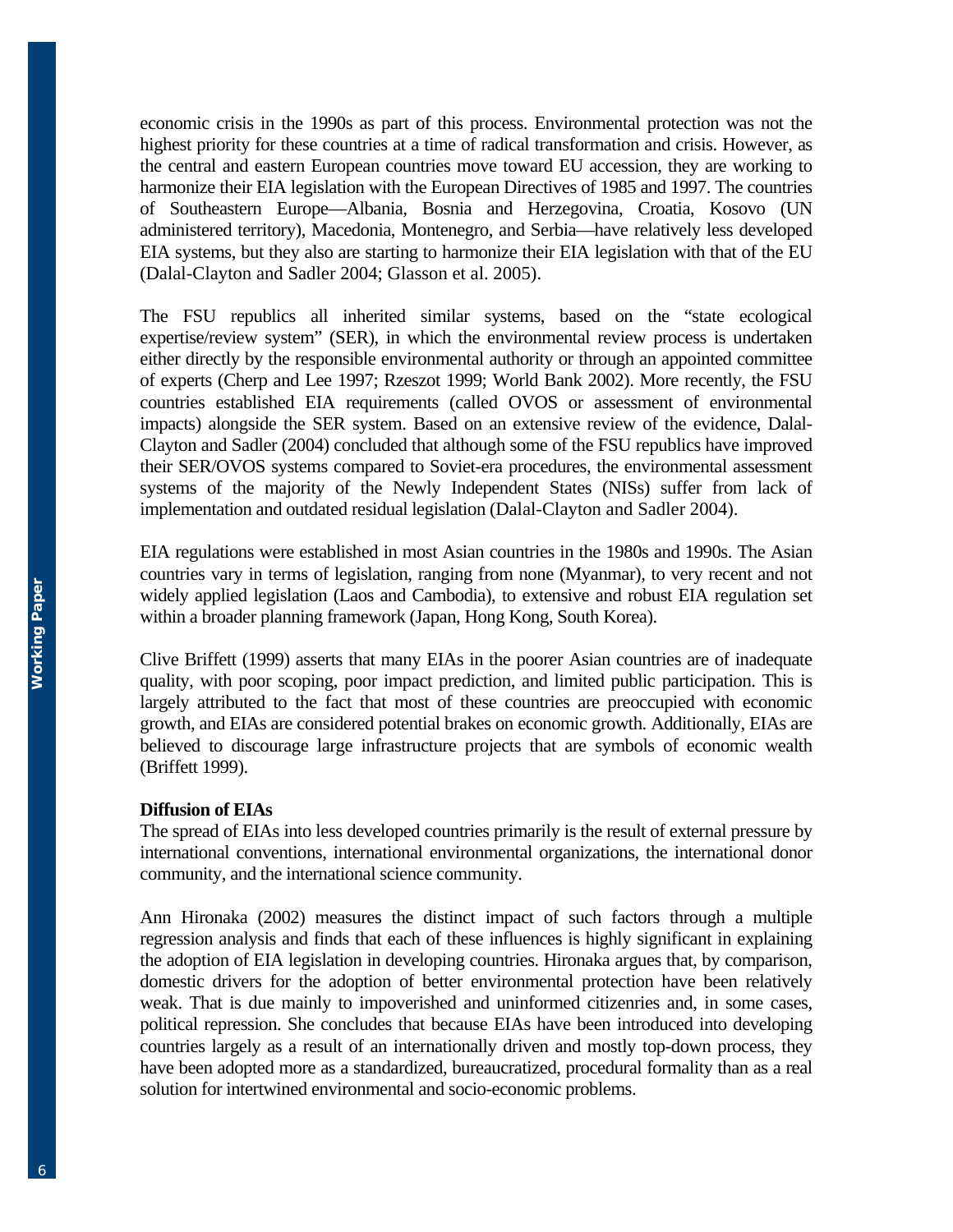economic crisis in the 1990s as part of this process. Environmental protection was not the highest priority for these countries at a time of radical transformation and crisis. However, as the central and eastern European countries move toward EU accession, they are working to harmonize their EIA legislation with the European Directives of 1985 and 1997. The countries of Southeastern Europe—Albania, Bosnia and Herzegovina, Croatia, Kosovo (UN administered territory), Macedonia, Montenegro, and Serbia—have relatively less developed EIA systems, but they also are starting to harmonize their EIA legislation with that of the EU (Dalal-Clayton and Sadler 2004; Glasson et al. 2005).

The FSU republics all inherited similar systems, based on the "state ecological expertise/review system" (SER), in which the environmental review process is undertaken either directly by the responsible environmental authority or through an appointed committee of experts (Cherp and Lee 1997; Rzeszot 1999; World Bank 2002). More recently, the FSU countries established EIA requirements (called OVOS or assessment of environmental impacts) alongside the SER system. Based on an extensive review of the evidence, Dalal-Clayton and Sadler (2004) concluded that although some of the FSU republics have improved their SER/OVOS systems compared to Soviet-era procedures, the environmental assessment systems of the majority of the Newly Independent States (NISs) suffer from lack of implementation and outdated residual legislation (Dalal-Clayton and Sadler 2004).

EIA regulations were established in most Asian countries in the 1980s and 1990s. The Asian countries vary in terms of legislation, ranging from none (Myanmar), to very recent and not widely applied legislation (Laos and Cambodia), to extensive and robust EIA regulation set within a broader planning framework (Japan, Hong Kong, South Korea).

Clive Briffett (1999) asserts that many EIAs in the poorer Asian countries are of inadequate quality, with poor scoping, poor impact prediction, and limited public participation. This is largely attributed to the fact that most of these countries are preoccupied with economic growth, and EIAs are considered potential brakes on economic growth. Additionally, EIAs are believed to discourage large infrastructure projects that are symbols of economic wealth (Briffett 1999).

**Diffusion of EIAs**

The spread of EIAs into less developed countries primarily is the result of external pressure by international conventions, international environmental organizations, the international donor community, and the international science community.

Ann Hironaka (2002) measures the distinct impact of such factors through a multiple regression analysis and finds that each of these influences is highly significant in explaining the adoption of EIA legislation in developing countries. Hironaka argues that, by comparison, domestic drivers for the adoption of better environmental protection have been relatively weak. That is due mainly to impoverished and uninformed citizenries and, in some cases, political repression. She concludes that because EIAs have been introduced into developing countries largely as a result of an internationally driven and mostly top-down process, they have been adopted more as a standardized, bureaucratized, procedural formality than as a real solution for intertwined environmental and socio-economic problems.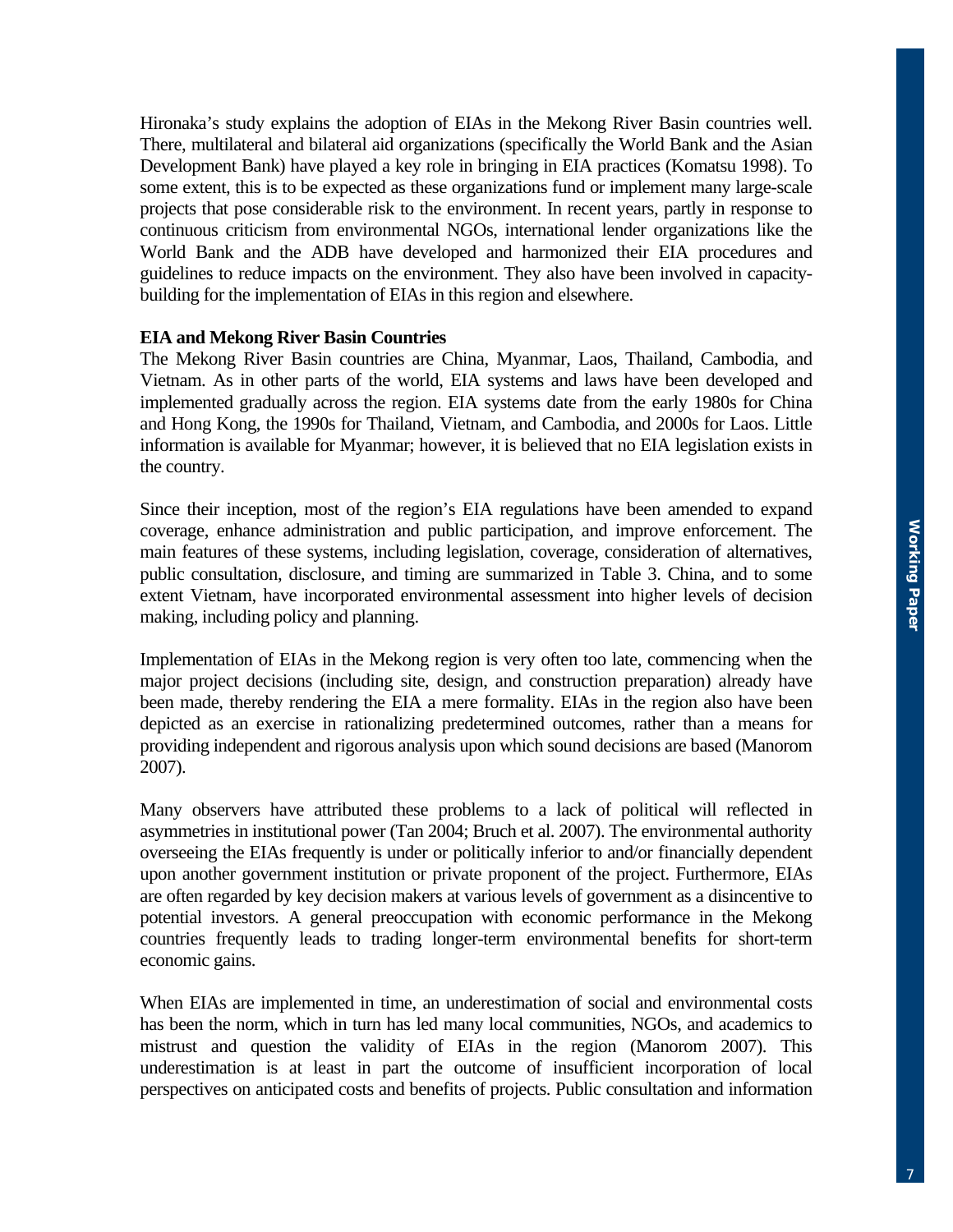Hironaka's study explains the adoption of EIAs in the Mekong River Basin countries well. There, multilateral and bilateral aid organizations (specifically the World Bank and the Asian Development Bank) have played a key role in bringing in EIA practices (Komatsu 1998). To some extent, this is to be expected as these organizations fund or implement many large-scale projects that pose considerable risk to the environment. In recent years, partly in response to continuous criticism from environmental NGOs, international lender organizations like the World Bank and the ADB have developed and harmonized their EIA procedures and guidelines to reduce impacts on the environment. They also have been involved in capacity-building for the implementation of EIAs in this region and elsewhere.

**EIA and Mekong River Basin Countries**

The Mekong River Basin countries are China, Myanmar, Laos, Thailand, Cambodia, and Vietnam. As in other parts of the world, EIA systems and laws have been developed and implemented gradually across the region. EIA systems date from the early 1980s for China and Hong Kong, the 1990s for Thailand, Vietnam, and Cambodia, and 2000s for Laos. Little information is available for Myanmar; however, it is believed that no EIA legislation exists in the country.

Since their inception, most of the region's EIA regulations have been amended to expand coverage, enhance administration and public participation, and improve enforcement. The main features of these systems, including legislation, coverage, consideration of alternatives, public consultation, disclosure, and timing are summarized in Table 3. China, and to some extent Vietnam, have incorporated environmental assessment into higher levels of decision making, including policy and planning.

Implementation of EIAs in the Mekong region is very often too late, commencing when the major project decisions (including site, design, and construction preparation) already have been made, thereby rendering the EIA a mere formality. EIAs in the region also have been depicted as an exercise in rationalizing predetermined outcomes, rather than a means for providing independent and rigorous analysis upon which sound decisions are based (Manorom 2007).

Many observers have attributed these problems to a lack of political will reflected in asymmetries in institutional power (Tan 2004; Bruch et al. 2007). The environmental authority overseeing the EIAs frequently is under or politically inferior to and/or financially dependent upon another government institution or private proponent of the project. Furthermore, EIAs are often regarded by key decision makers at various levels of government as a disincentive to potential investors. A general preoccupation with economic performance in the Mekong countries frequently leads to trading longer-term environmental benefits for short-term economic gains.

When EIAs are implemented in time, an underestimation of social and environmental costs has been the norm, which in turn has led many local communities, NGOs, and academics to mistrust and question the validity of EIAs in the region (Manorom 2007). This underestimation is at least in part the outcome of insufficient incorporation of local perspectives on anticipated costs and benefits of projects. Public consultation and information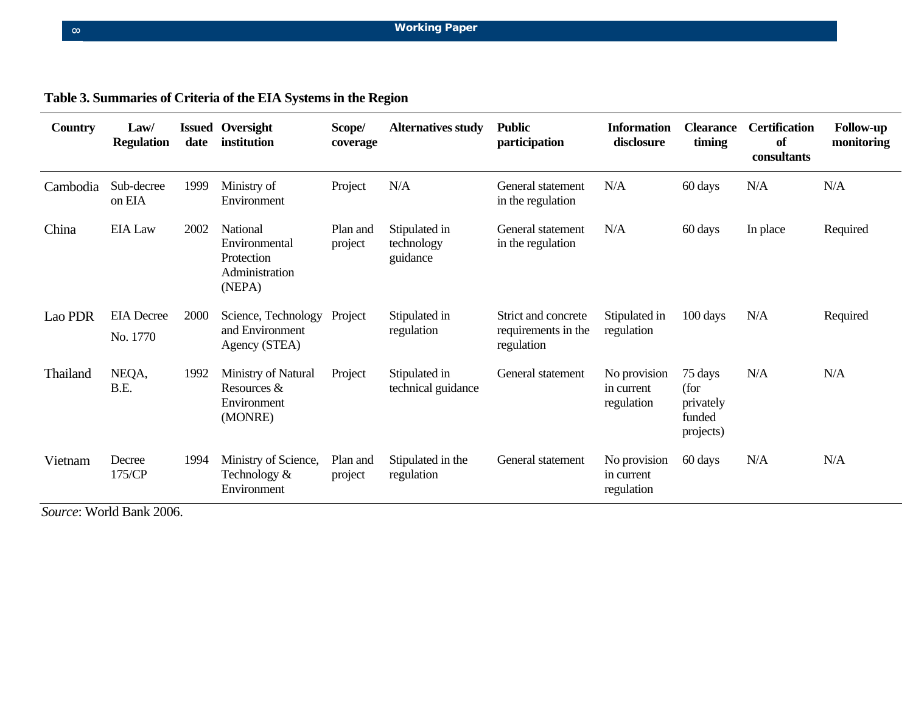**Table 3. Summaries of Criteria of the EIA Systems in the Region**

| Country | Law/ Regulation | Issued date | Oversight institution | Scope/ coverage | Alternatives study | Public participation | Information disclosure | Clearance timing | Certification of consultants | Follow-up monitoring |
|---|---|---|---|---|---|---|---|---|---|---|
| Cambodia | Sub-decree on EIA | 1999 | Ministry of Environment | Project | N/A | General statement in the regulation | N/A | 60 days | N/A | N/A |
| China | EIA Law | 2002 | National Environmental Protection Administration (NEPA) | Plan and project | Stipulated in technology guidance | General statement in the regulation | N/A | 60 days | In place | Required |
| Lao PDR | EIA Decree No. 1770 | 2000 | Science, Technology and Environment Agency (STEA) | Project | Stipulated in regulation | Strict and concrete requirements in the regulation | Stipulated in regulation | 100 days | N/A | Required |
| Thailand | NEQA, B.E. | 1992 | Ministry of Natural Resources & Environment (MONRE) | Project | Stipulated in technical guidance | General statement | No provision in current regulation | 75 days (for privately funded projects) | N/A | N/A |
| Vietnam | Decree 175/CP | 1994 | Ministry of Science, Technology & Environment | Plan and project | Stipulated in the regulation | General statement | No provision in current regulation | 60 days | N/A | N/A |

*Source*: World Bank 2006.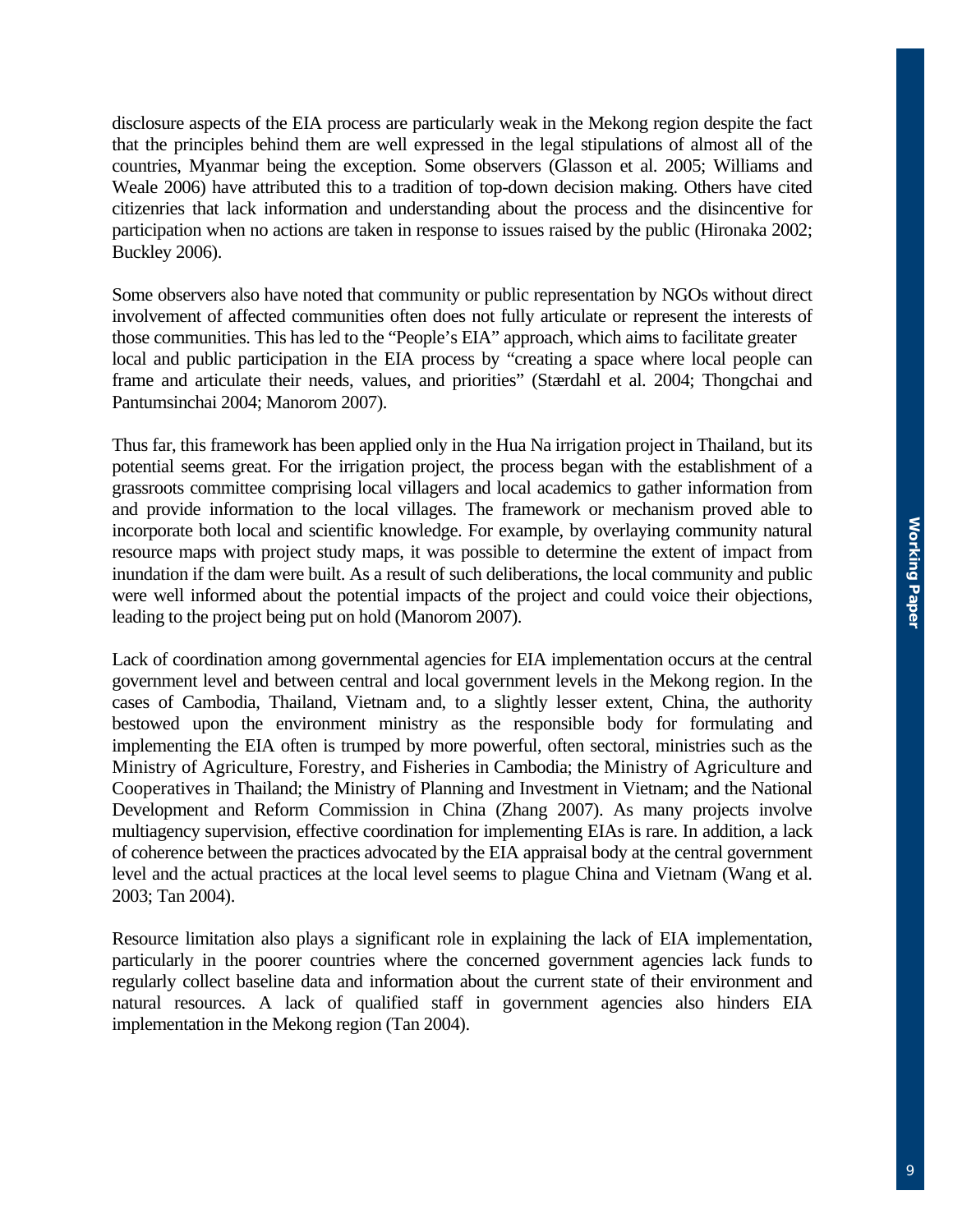disclosure aspects of the EIA process are particularly weak in the Mekong region despite the fact that the principles behind them are well expressed in the legal stipulations of almost all of the countries, Myanmar being the exception. Some observers (Glasson et al. 2005; Williams and Weale 2006) have attributed this to a tradition of top-down decision making. Others have cited citizenries that lack information and understanding about the process and the disincentive for participation when no actions are taken in response to issues raised by the public (Hironaka 2002; Buckley 2006).

Some observers also have noted that community or public representation by NGOs without direct involvement of affected communities often does not fully articulate or represent the interests of those communities. This has led to the "People's EIA" approach, which aims to facilitate greater local and public participation in the EIA process by "creating a space where local people can frame and articulate their needs, values, and priorities" (Stærdahl et al. 2004; Thongchai and Pantumsinchai 2004; Manorom 2007).

Thus far, this framework has been applied only in the Hua Na irrigation project in Thailand, but its potential seems great. For the irrigation project, the process began with the establishment of a grassroots committee comprising local villagers and local academics to gather information from and provide information to the local villages. The framework or mechanism proved able to incorporate both local and scientific knowledge. For example, by overlaying community natural resource maps with project study maps, it was possible to determine the extent of impact from inundation if the dam were built. As a result of such deliberations, the local community and public were well informed about the potential impacts of the project and could voice their objections, leading to the project being put on hold (Manorom 2007).

Lack of coordination among governmental agencies for EIA implementation occurs at the central government level and between central and local government levels in the Mekong region. In the cases of Cambodia, Thailand, Vietnam and, to a slightly lesser extent, China, the authority bestowed upon the environment ministry as the responsible body for formulating and implementing the EIA often is trumped by more powerful, often sectoral, ministries such as the Ministry of Agriculture, Forestry, and Fisheries in Cambodia; the Ministry of Agriculture and Cooperatives in Thailand; the Ministry of Planning and Investment in Vietnam; and the National Development and Reform Commission in China (Zhang 2007). As many projects involve multiagency supervision, effective coordination for implementing EIAs is rare. In addition, a lack of coherence between the practices advocated by the EIA appraisal body at the central government level and the actual practices at the local level seems to plague China and Vietnam (Wang et al. 2003; Tan 2004).

Resource limitation also plays a significant role in explaining the lack of EIA implementation, particularly in the poorer countries where the concerned government agencies lack funds to regularly collect baseline data and information about the current state of their environment and natural resources. A lack of qualified staff in government agencies also hinders EIA implementation in the Mekong region (Tan 2004).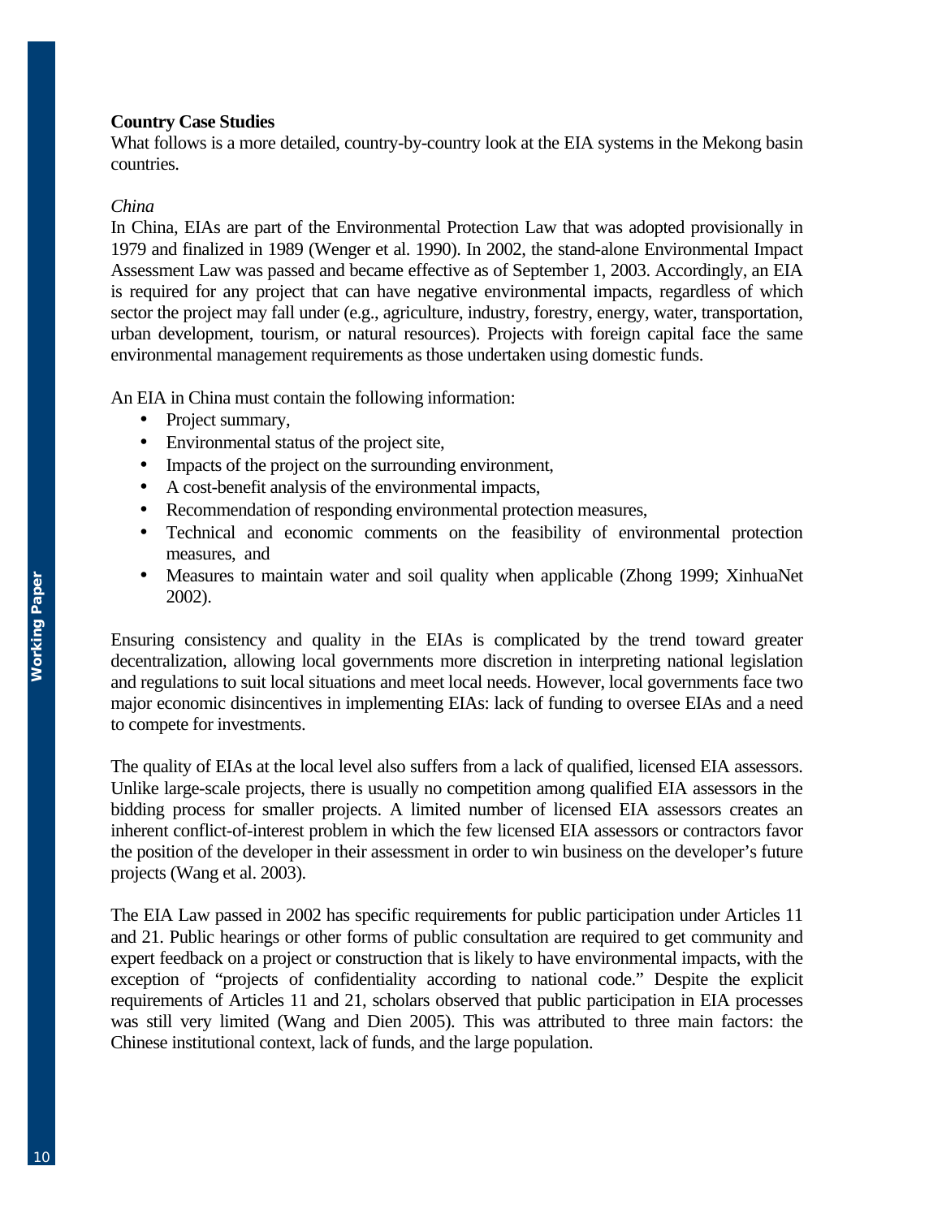**Country Case Studies**

What follows is a more detailed, country-by-country look at the EIA systems in the Mekong basin countries.

*China*

In China, EIAs are part of the Environmental Protection Law that was adopted provisionally in 1979 and finalized in 1989 (Wenger et al. 1990). In 2002, the stand-alone Environmental Impact Assessment Law was passed and became effective as of September 1, 2003. Accordingly, an EIA is required for any project that can have negative environmental impacts, regardless of which sector the project may fall under (e.g., agriculture, industry, forestry, energy, water, transportation, urban development, tourism, or natural resources). Projects with foreign capital face the same environmental management requirements as those undertaken using domestic funds.

An EIA in China must contain the following information:

- Project summary,
- Environmental status of the project site,
- Impacts of the project on the surrounding environment,
- A cost-benefit analysis of the environmental impacts,
- Recommendation of responding environmental protection measures,
- Technical and economic comments on the feasibility of environmental protection measures, and
- Measures to maintain water and soil quality when applicable (Zhong 1999; XinhuaNet 2002).

Ensuring consistency and quality in the EIAs is complicated by the trend toward greater decentralization, allowing local governments more discretion in interpreting national legislation and regulations to suit local situations and meet local needs. However, local governments face two major economic disincentives in implementing EIAs: lack of funding to oversee EIAs and a need to compete for investments.

The quality of EIAs at the local level also suffers from a lack of qualified, licensed EIA assessors. Unlike large-scale projects, there is usually no competition among qualified EIA assessors in the bidding process for smaller projects. A limited number of licensed EIA assessors creates an inherent conflict-of-interest problem in which the few licensed EIA assessors or contractors favor the position of the developer in their assessment in order to win business on the developer's future projects (Wang et al. 2003).

The EIA Law passed in 2002 has specific requirements for public participation under Articles 11 and 21. Public hearings or other forms of public consultation are required to get community and expert feedback on a project or construction that is likely to have environmental impacts, with the exception of "projects of confidentiality according to national code." Despite the explicit requirements of Articles 11 and 21, scholars observed that public participation in EIA processes was still very limited (Wang and Dien 2005). This was attributed to three main factors: the Chinese institutional context, lack of funds, and the large population.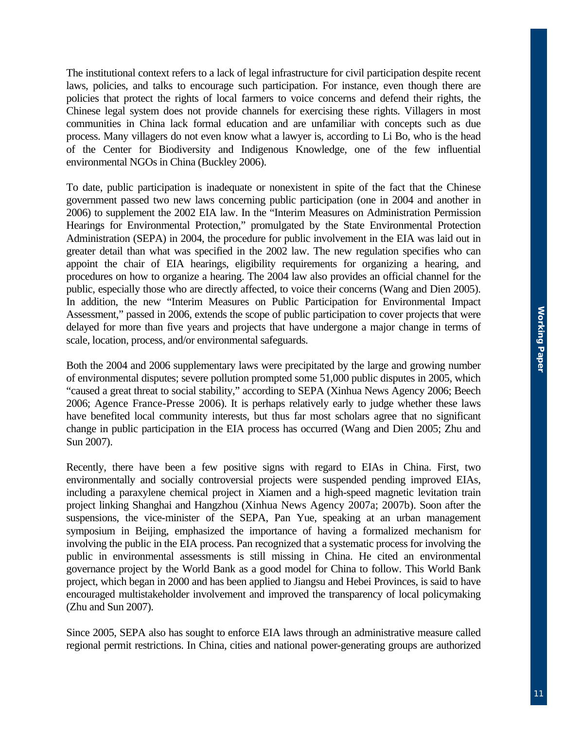The institutional context refers to a lack of legal infrastructure for civil participation despite recent laws, policies, and talks to encourage such participation. For instance, even though there are policies that protect the rights of local farmers to voice concerns and defend their rights, the Chinese legal system does not provide channels for exercising these rights. Villagers in most communities in China lack formal education and are unfamiliar with concepts such as due process. Many villagers do not even know what a lawyer is, according to Li Bo, who is the head of the Center for Biodiversity and Indigenous Knowledge, one of the few influential environmental NGOs in China (Buckley 2006).

To date, public participation is inadequate or nonexistent in spite of the fact that the Chinese government passed two new laws concerning public participation (one in 2004 and another in 2006) to supplement the 2002 EIA law. In the "Interim Measures on Administration Permission Hearings for Environmental Protection," promulgated by the State Environmental Protection Administration (SEPA) in 2004, the procedure for public involvement in the EIA was laid out in greater detail than what was specified in the 2002 law. The new regulation specifies who can appoint the chair of EIA hearings, eligibility requirements for organizing a hearing, and procedures on how to organize a hearing. The 2004 law also provides an official channel for the public, especially those who are directly affected, to voice their concerns (Wang and Dien 2005). In addition, the new "Interim Measures on Public Participation for Environmental Impact Assessment," passed in 2006, extends the scope of public participation to cover projects that were delayed for more than five years and projects that have undergone a major change in terms of scale, location, process, and/or environmental safeguards.

Both the 2004 and 2006 supplementary laws were precipitated by the large and growing number of environmental disputes; severe pollution prompted some 51,000 public disputes in 2005, which "caused a great threat to social stability," according to SEPA (Xinhua News Agency 2006; Beech 2006; Agence France-Presse 2006). It is perhaps relatively early to judge whether these laws have benefited local community interests, but thus far most scholars agree that no significant change in public participation in the EIA process has occurred (Wang and Dien 2005; Zhu and Sun 2007).

Recently, there have been a few positive signs with regard to EIAs in China. First, two environmentally and socially controversial projects were suspended pending improved EIAs, including a paraxylene chemical project in Xiamen and a high-speed magnetic levitation train project linking Shanghai and Hangzhou (Xinhua News Agency 2007a; 2007b). Soon after the suspensions, the vice-minister of the SEPA, Pan Yue, speaking at an urban management symposium in Beijing, emphasized the importance of having a formalized mechanism for involving the public in the EIA process. Pan recognized that a systematic process for involving the public in environmental assessments is still missing in China. He cited an environmental governance project by the World Bank as a good model for China to follow. This World Bank project, which began in 2000 and has been applied to Jiangsu and Hebei Provinces, is said to have encouraged multistakeholder involvement and improved the transparency of local policymaking (Zhu and Sun 2007).

Since 2005, SEPA also has sought to enforce EIA laws through an administrative measure called regional permit restrictions. In China, cities and national power-generating groups are authorized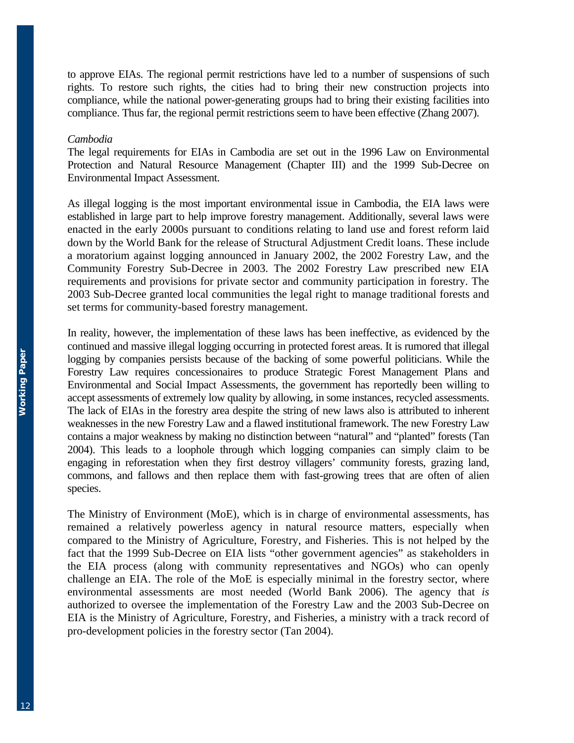to approve EIAs. The regional permit restrictions have led to a number of suspensions of such rights. To restore such rights, the cities had to bring their new construction projects into compliance, while the national power-generating groups had to bring their existing facilities into compliance. Thus far, the regional permit restrictions seem to have been effective (Zhang 2007).

*Cambodia*

The legal requirements for EIAs in Cambodia are set out in the 1996 Law on Environmental Protection and Natural Resource Management (Chapter III) and the 1999 Sub-Decree on Environmental Impact Assessment.

As illegal logging is the most important environmental issue in Cambodia, the EIA laws were established in large part to help improve forestry management. Additionally, several laws were enacted in the early 2000s pursuant to conditions relating to land use and forest reform laid down by the World Bank for the release of Structural Adjustment Credit loans. These include a moratorium against logging announced in January 2002, the 2002 Forestry Law, and the Community Forestry Sub-Decree in 2003. The 2002 Forestry Law prescribed new EIA requirements and provisions for private sector and community participation in forestry. The 2003 Sub-Decree granted local communities the legal right to manage traditional forests and set terms for community-based forestry management.

In reality, however, the implementation of these laws has been ineffective, as evidenced by the continued and massive illegal logging occurring in protected forest areas. It is rumored that illegal logging by companies persists because of the backing of some powerful politicians. While the Forestry Law requires concessionaires to produce Strategic Forest Management Plans and Environmental and Social Impact Assessments, the government has reportedly been willing to accept assessments of extremely low quality by allowing, in some instances, recycled assessments. The lack of EIAs in the forestry area despite the string of new laws also is attributed to inherent weaknesses in the new Forestry Law and a flawed institutional framework. The new Forestry Law contains a major weakness by making no distinction between "natural" and "planted" forests (Tan 2004). This leads to a loophole through which logging companies can simply claim to be engaging in reforestation when they first destroy villagers' community forests, grazing land, commons, and fallows and then replace them with fast-growing trees that are often of alien species.

The Ministry of Environment (MoE), which is in charge of environmental assessments, has remained a relatively powerless agency in natural resource matters, especially when compared to the Ministry of Agriculture, Forestry, and Fisheries. This is not helped by the fact that the 1999 Sub-Decree on EIA lists "other government agencies" as stakeholders in the EIA process (along with community representatives and NGOs) who can openly challenge an EIA. The role of the MoE is especially minimal in the forestry sector, where environmental assessments are most needed (World Bank 2006). The agency that *is* authorized to oversee the implementation of the Forestry Law and the 2003 Sub-Decree on EIA is the Ministry of Agriculture, Forestry, and Fisheries, a ministry with a track record of pro-development policies in the forestry sector (Tan 2004).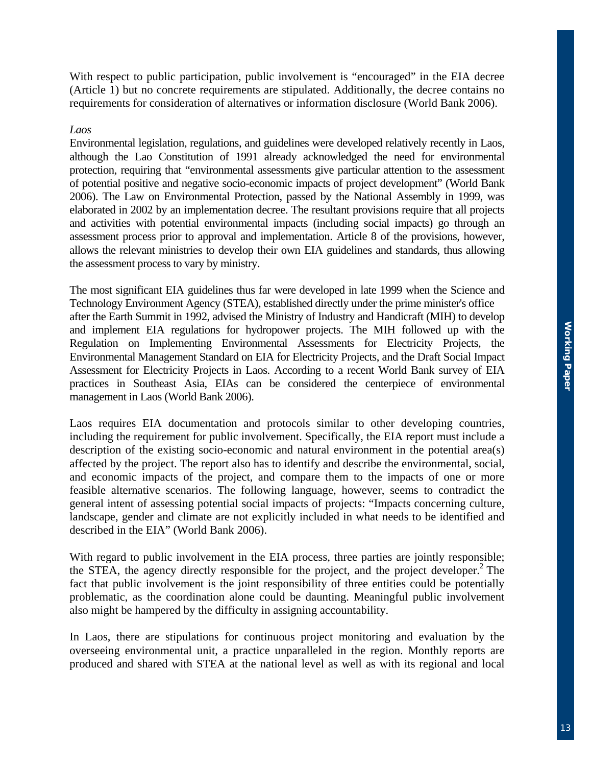With respect to public participation, public involvement is "encouraged" in the EIA decree (Article 1) but no concrete requirements are stipulated. Additionally, the decree contains no requirements for consideration of alternatives or information disclosure (World Bank 2006).

*Laos*

Environmental legislation, regulations, and guidelines were developed relatively recently in Laos, although the Lao Constitution of 1991 already acknowledged the need for environmental protection, requiring that "environmental assessments give particular attention to the assessment of potential positive and negative socio-economic impacts of project development" (World Bank 2006). The Law on Environmental Protection, passed by the National Assembly in 1999, was elaborated in 2002 by an implementation decree. The resultant provisions require that all projects and activities with potential environmental impacts (including social impacts) go through an assessment process prior to approval and implementation. Article 8 of the provisions, however, allows the relevant ministries to develop their own EIA guidelines and standards, thus allowing the assessment process to vary by ministry.

The most significant EIA guidelines thus far were developed in late 1999 when the Science and Technology Environment Agency (STEA), established directly under the prime minister's office after the Earth Summit in 1992, advised the Ministry of Industry and Handicraft (MIH) to develop and implement EIA regulations for hydropower projects. The MIH followed up with the Regulation on Implementing Environmental Assessments for Electricity Projects, the Environmental Management Standard on EIA for Electricity Projects, and the Draft Social Impact Assessment for Electricity Projects in Laos. According to a recent World Bank survey of EIA practices in Southeast Asia, EIAs can be considered the centerpiece of environmental management in Laos (World Bank 2006).

Laos requires EIA documentation and protocols similar to other developing countries, including the requirement for public involvement. Specifically, the EIA report must include a description of the existing socio-economic and natural environment in the potential area(s) affected by the project. The report also has to identify and describe the environmental, social, and economic impacts of the project, and compare them to the impacts of one or more feasible alternative scenarios. The following language, however, seems to contradict the general intent of assessing potential social impacts of projects: "Impacts concerning culture, landscape, gender and climate are not explicitly included in what needs to be identified and described in the EIA" (World Bank 2006).

With regard to public involvement in the EIA process, three parties are jointly responsible; the STEA, the agency directly responsible for the project, and the project developer.[2] The fact that public involvement is the joint responsibility of three entities could be potentially problematic, as the coordination alone could be daunting. Meaningful public involvement also might be hampered by the difficulty in assigning accountability.

In Laos, there are stipulations for continuous project monitoring and evaluation by the overseeing environmental unit, a practice unparalleled in the region. Monthly reports are produced and shared with STEA at the national level as well as with its regional and local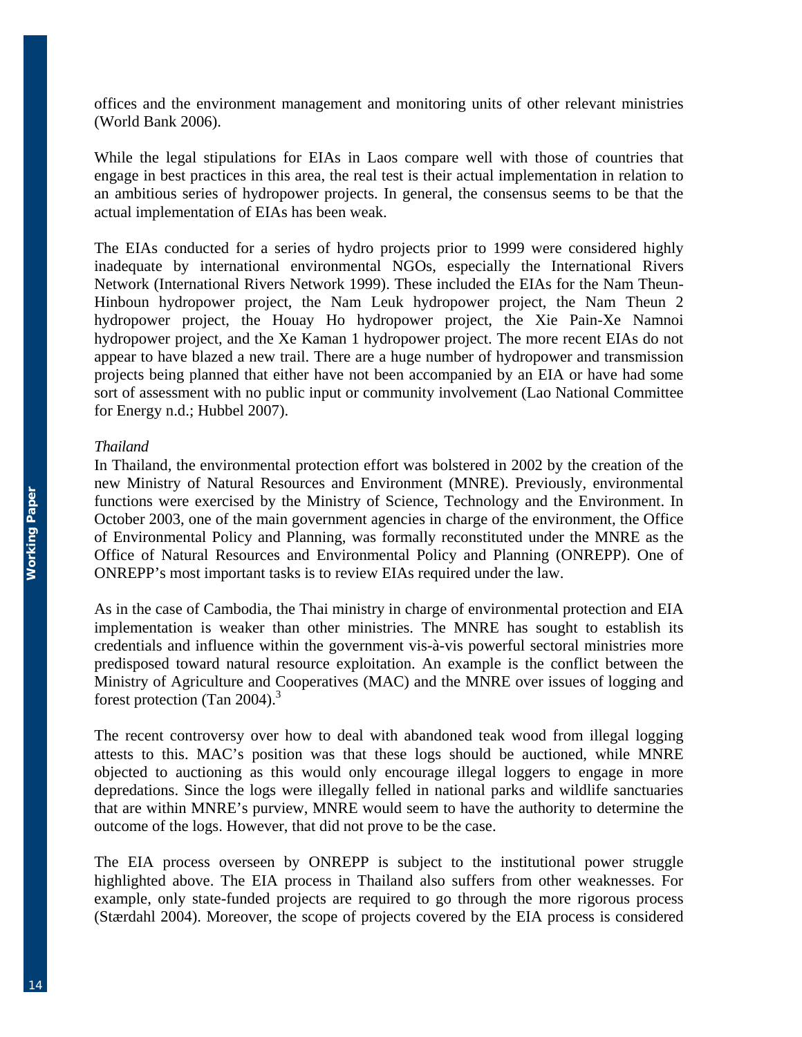offices and the environment management and monitoring units of other relevant ministries (World Bank 2006).

While the legal stipulations for EIAs in Laos compare well with those of countries that engage in best practices in this area, the real test is their actual implementation in relation to an ambitious series of hydropower projects. In general, the consensus seems to be that the actual implementation of EIAs has been weak.

The EIAs conducted for a series of hydro projects prior to 1999 were considered highly inadequate by international environmental NGOs, especially the International Rivers Network (International Rivers Network 1999). These included the EIAs for the Nam Theun-Hinboun hydropower project, the Nam Leuk hydropower project, the Nam Theun 2 hydropower project, the Houay Ho hydropower project, the Xie Pain-Xe Namnoi hydropower project, and the Xe Kaman 1 hydropower project. The more recent EIAs do not appear to have blazed a new trail. There are a huge number of hydropower and transmission projects being planned that either have not been accompanied by an EIA or have had some sort of assessment with no public input or community involvement (Lao National Committee for Energy n.d.; Hubbel 2007).

*Thailand*

In Thailand, the environmental protection effort was bolstered in 2002 by the creation of the new Ministry of Natural Resources and Environment (MNRE). Previously, environmental functions were exercised by the Ministry of Science, Technology and the Environment. In October 2003, one of the main government agencies in charge of the environment, the Office of Environmental Policy and Planning, was formally reconstituted under the MNRE as the Office of Natural Resources and Environmental Policy and Planning (ONREPP). One of ONREPP's most important tasks is to review EIAs required under the law.

As in the case of Cambodia, the Thai ministry in charge of environmental protection and EIA implementation is weaker than other ministries. The MNRE has sought to establish its credentials and influence within the government vis-à-vis powerful sectoral ministries more predisposed toward natural resource exploitation. An example is the conflict between the Ministry of Agriculture and Cooperatives (MAC) and the MNRE over issues of logging and forest protection (Tan 2004).[3]

The recent controversy over how to deal with abandoned teak wood from illegal logging attests to this. MAC's position was that these logs should be auctioned, while MNRE objected to auctioning as this would only encourage illegal loggers to engage in more depredations. Since the logs were illegally felled in national parks and wildlife sanctuaries that are within MNRE's purview, MNRE would seem to have the authority to determine the outcome of the logs. However, that did not prove to be the case.

The EIA process overseen by ONREPP is subject to the institutional power struggle highlighted above. The EIA process in Thailand also suffers from other weaknesses. For example, only state-funded projects are required to go through the more rigorous process (Stærdahl 2004). Moreover, the scope of projects covered by the EIA process is considered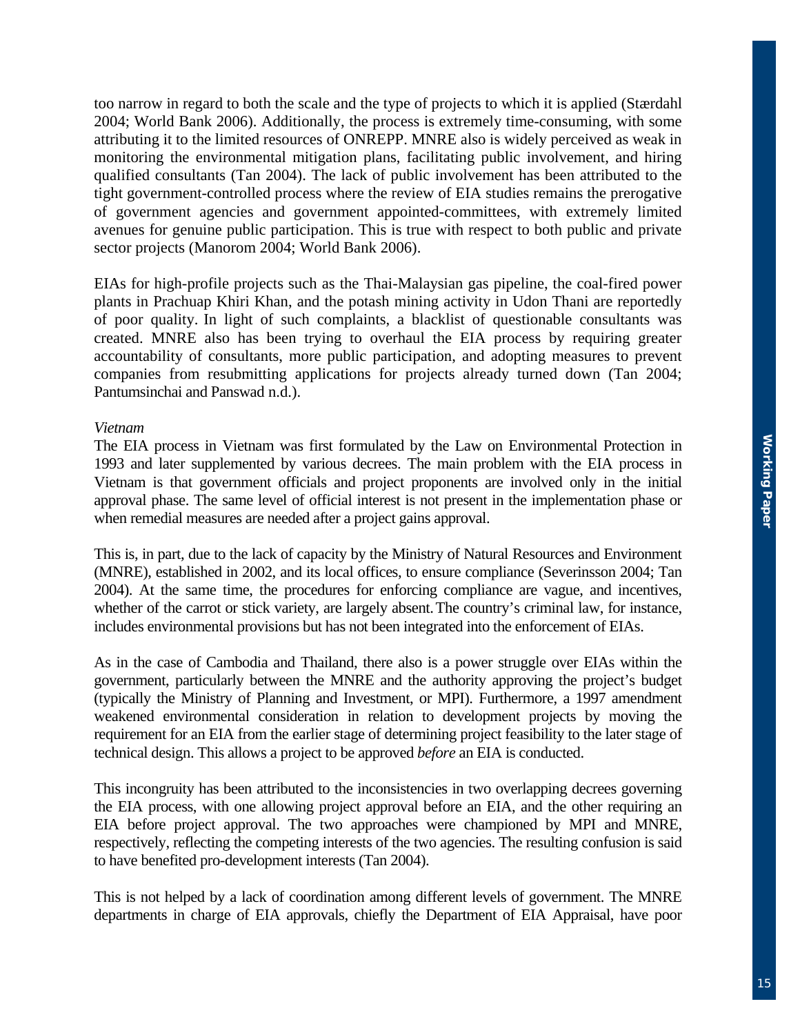too narrow in regard to both the scale and the type of projects to which it is applied (Stærdahl 2004; World Bank 2006). Additionally, the process is extremely time-consuming, with some attributing it to the limited resources of ONREPP. MNRE also is widely perceived as weak in monitoring the environmental mitigation plans, facilitating public involvement, and hiring qualified consultants (Tan 2004). The lack of public involvement has been attributed to the tight government-controlled process where the review of EIA studies remains the prerogative of government agencies and government appointed-committees, with extremely limited avenues for genuine public participation. This is true with respect to both public and private sector projects (Manorom 2004; World Bank 2006).

EIAs for high-profile projects such as the Thai-Malaysian gas pipeline, the coal-fired power plants in Prachuap Khiri Khan, and the potash mining activity in Udon Thani are reportedly of poor quality. In light of such complaints, a blacklist of questionable consultants was created. MNRE also has been trying to overhaul the EIA process by requiring greater accountability of consultants, more public participation, and adopting measures to prevent companies from resubmitting applications for projects already turned down (Tan 2004; Pantumsinchai and Panswad n.d.).

*Vietnam*

The EIA process in Vietnam was first formulated by the Law on Environmental Protection in 1993 and later supplemented by various decrees. The main problem with the EIA process in Vietnam is that government officials and project proponents are involved only in the initial approval phase. The same level of official interest is not present in the implementation phase or when remedial measures are needed after a project gains approval.

This is, in part, due to the lack of capacity by the Ministry of Natural Resources and Environment (MNRE), established in 2002, and its local offices, to ensure compliance (Severinsson 2004; Tan 2004). At the same time, the procedures for enforcing compliance are vague, and incentives, whether of the carrot or stick variety, are largely absent. The country's criminal law, for instance, includes environmental provisions but has not been integrated into the enforcement of EIAs.

As in the case of Cambodia and Thailand, there also is a power struggle over EIAs within the government, particularly between the MNRE and the authority approving the project's budget (typically the Ministry of Planning and Investment, or MPI). Furthermore, a 1997 amendment weakened environmental consideration in relation to development projects by moving the requirement for an EIA from the earlier stage of determining project feasibility to the later stage of technical design. This allows a project to be approved *before* an EIA is conducted.

This incongruity has been attributed to the inconsistencies in two overlapping decrees governing the EIA process, with one allowing project approval before an EIA, and the other requiring an EIA before project approval. The two approaches were championed by MPI and MNRE, respectively, reflecting the competing interests of the two agencies. The resulting confusion is said to have benefited pro-development interests (Tan 2004).

This is not helped by a lack of coordination among different levels of government. The MNRE departments in charge of EIA approvals, chiefly the Department of EIA Appraisal, have poor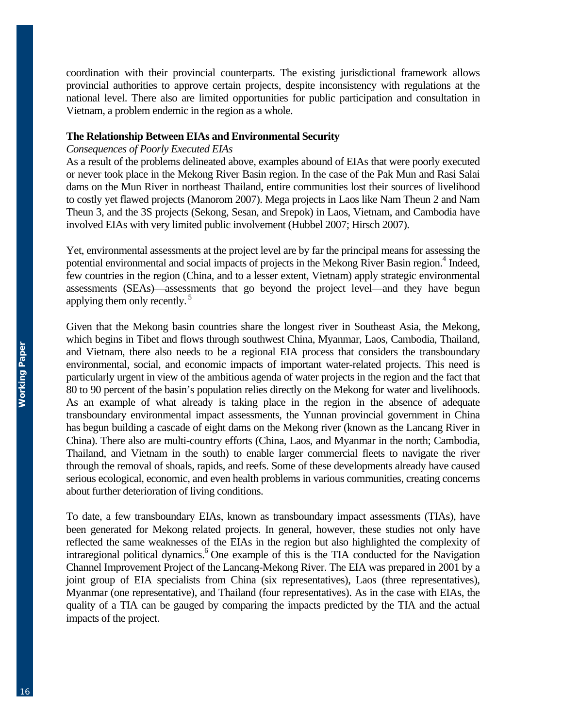coordination with their provincial counterparts. The existing jurisdictional framework allows provincial authorities to approve certain projects, despite inconsistency with regulations at the national level. There also are limited opportunities for public participation and consultation in Vietnam, a problem endemic in the region as a whole.

**The Relationship Between EIAs and Environmental Security**

*Consequences of Poorly Executed EIAs*

As a result of the problems delineated above, examples abound of EIAs that were poorly executed or never took place in the Mekong River Basin region. In the case of the Pak Mun and Rasi Salai dams on the Mun River in northeast Thailand, entire communities lost their sources of livelihood to costly yet flawed projects (Manorom 2007). Mega projects in Laos like Nam Theun 2 and Nam Theun 3, and the 3S projects (Sekong, Sesan, and Srepok) in Laos, Vietnam, and Cambodia have involved EIAs with very limited public involvement (Hubbel 2007; Hirsch 2007).

Yet, environmental assessments at the project level are by far the principal means for assessing the potential environmental and social impacts of projects in the Mekong River Basin region.[4] Indeed, few countries in the region (China, and to a lesser extent, Vietnam) apply strategic environmental assessments (SEAs)—assessments that go beyond the project level—and they have begun applying them only recently.[5]

Given that the Mekong basin countries share the longest river in Southeast Asia, the Mekong, which begins in Tibet and flows through southwest China, Myanmar, Laos, Cambodia, Thailand, and Vietnam, there also needs to be a regional EIA process that considers the transboundary environmental, social, and economic impacts of important water-related projects. This need is particularly urgent in view of the ambitious agenda of water projects in the region and the fact that 80 to 90 percent of the basin's population relies directly on the Mekong for water and livelihoods. As an example of what already is taking place in the region in the absence of adequate transboundary environmental impact assessments, the Yunnan provincial government in China has begun building a cascade of eight dams on the Mekong river (known as the Lancang River in China). There also are multi-country efforts (China, Laos, and Myanmar in the north; Cambodia, Thailand, and Vietnam in the south) to enable larger commercial fleets to navigate the river through the removal of shoals, rapids, and reefs. Some of these developments already have caused serious ecological, economic, and even health problems in various communities, creating concerns about further deterioration of living conditions.

To date, a few transboundary EIAs, known as transboundary impact assessments (TIAs), have been generated for Mekong related projects. In general, however, these studies not only have reflected the same weaknesses of the EIAs in the region but also highlighted the complexity of intraregional political dynamics.[6] One example of this is the TIA conducted for the Navigation Channel Improvement Project of the Lancang-Mekong River. The EIA was prepared in 2001 by a joint group of EIA specialists from China (six representatives), Laos (three representatives), Myanmar (one representative), and Thailand (four representatives). As in the case with EIAs, the quality of a TIA can be gauged by comparing the impacts predicted by the TIA and the actual impacts of the project.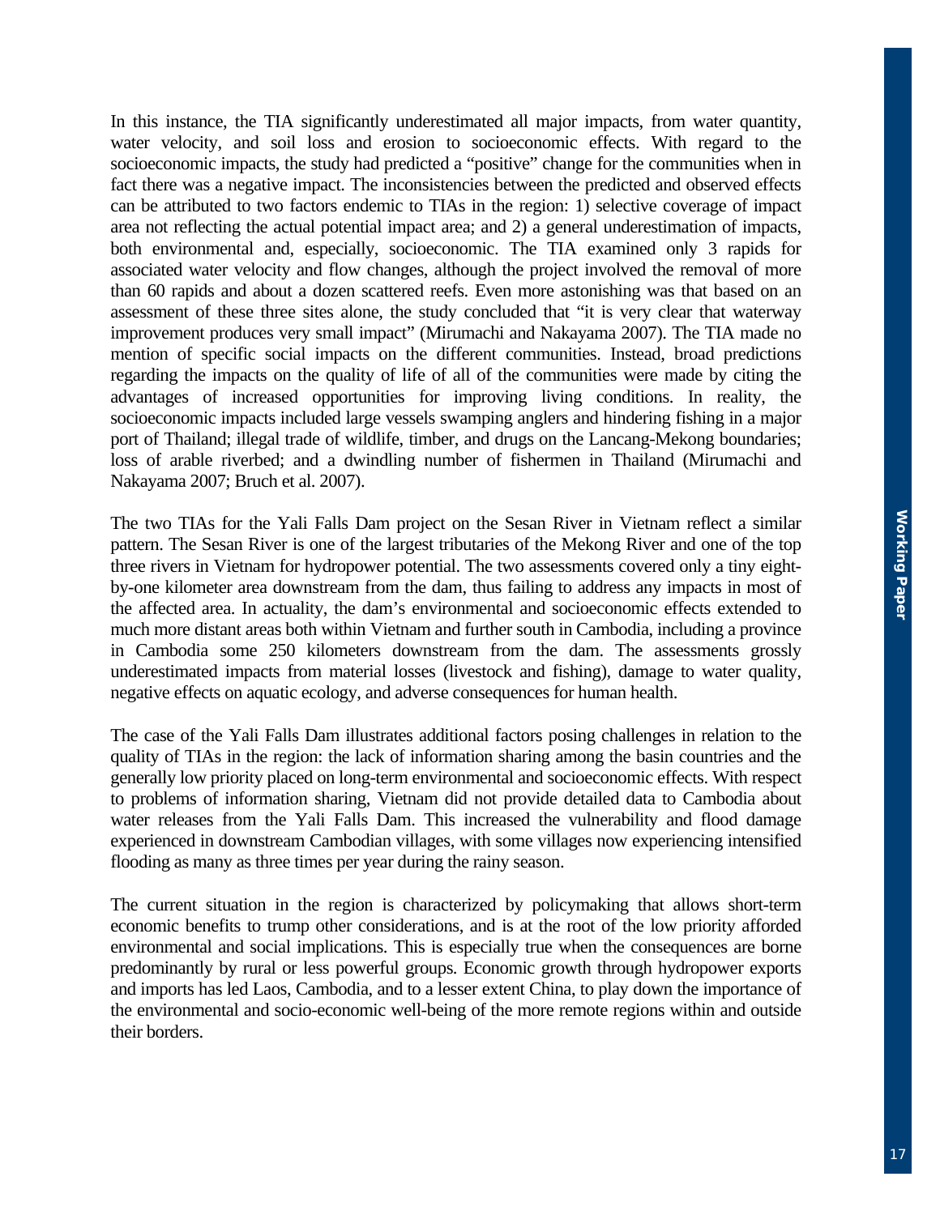In this instance, the TIA significantly underestimated all major impacts, from water quantity, water velocity, and soil loss and erosion to socioeconomic effects. With regard to the socioeconomic impacts, the study had predicted a "positive" change for the communities when in fact there was a negative impact. The inconsistencies between the predicted and observed effects can be attributed to two factors endemic to TIAs in the region: 1) selective coverage of impact area not reflecting the actual potential impact area; and 2) a general underestimation of impacts, both environmental and, especially, socioeconomic. The TIA examined only 3 rapids for associated water velocity and flow changes, although the project involved the removal of more than 60 rapids and about a dozen scattered reefs. Even more astonishing was that based on an assessment of these three sites alone, the study concluded that "it is very clear that waterway improvement produces very small impact" (Mirumachi and Nakayama 2007). The TIA made no mention of specific social impacts on the different communities. Instead, broad predictions regarding the impacts on the quality of life of all of the communities were made by citing the advantages of increased opportunities for improving living conditions. In reality, the socioeconomic impacts included large vessels swamping anglers and hindering fishing in a major port of Thailand; illegal trade of wildlife, timber, and drugs on the Lancang-Mekong boundaries; loss of arable riverbed; and a dwindling number of fishermen in Thailand (Mirumachi and Nakayama 2007; Bruch et al. 2007).

The two TIAs for the Yali Falls Dam project on the Sesan River in Vietnam reflect a similar pattern. The Sesan River is one of the largest tributaries of the Mekong River and one of the top three rivers in Vietnam for hydropower potential. The two assessments covered only a tiny eight-by-one kilometer area downstream from the dam, thus failing to address any impacts in most of the affected area. In actuality, the dam's environmental and socioeconomic effects extended to much more distant areas both within Vietnam and further south in Cambodia, including a province in Cambodia some 250 kilometers downstream from the dam. The assessments grossly underestimated impacts from material losses (livestock and fishing), damage to water quality, negative effects on aquatic ecology, and adverse consequences for human health.

The case of the Yali Falls Dam illustrates additional factors posing challenges in relation to the quality of TIAs in the region: the lack of information sharing among the basin countries and the generally low priority placed on long-term environmental and socioeconomic effects. With respect to problems of information sharing, Vietnam did not provide detailed data to Cambodia about water releases from the Yali Falls Dam. This increased the vulnerability and flood damage experienced in downstream Cambodian villages, with some villages now experiencing intensified flooding as many as three times per year during the rainy season.

The current situation in the region is characterized by policymaking that allows short-term economic benefits to trump other considerations, and is at the root of the low priority afforded environmental and social implications. This is especially true when the consequences are borne predominantly by rural or less powerful groups. Economic growth through hydropower exports and imports has led Laos, Cambodia, and to a lesser extent China, to play down the importance of the environmental and socio-economic well-being of the more remote regions within and outside their borders.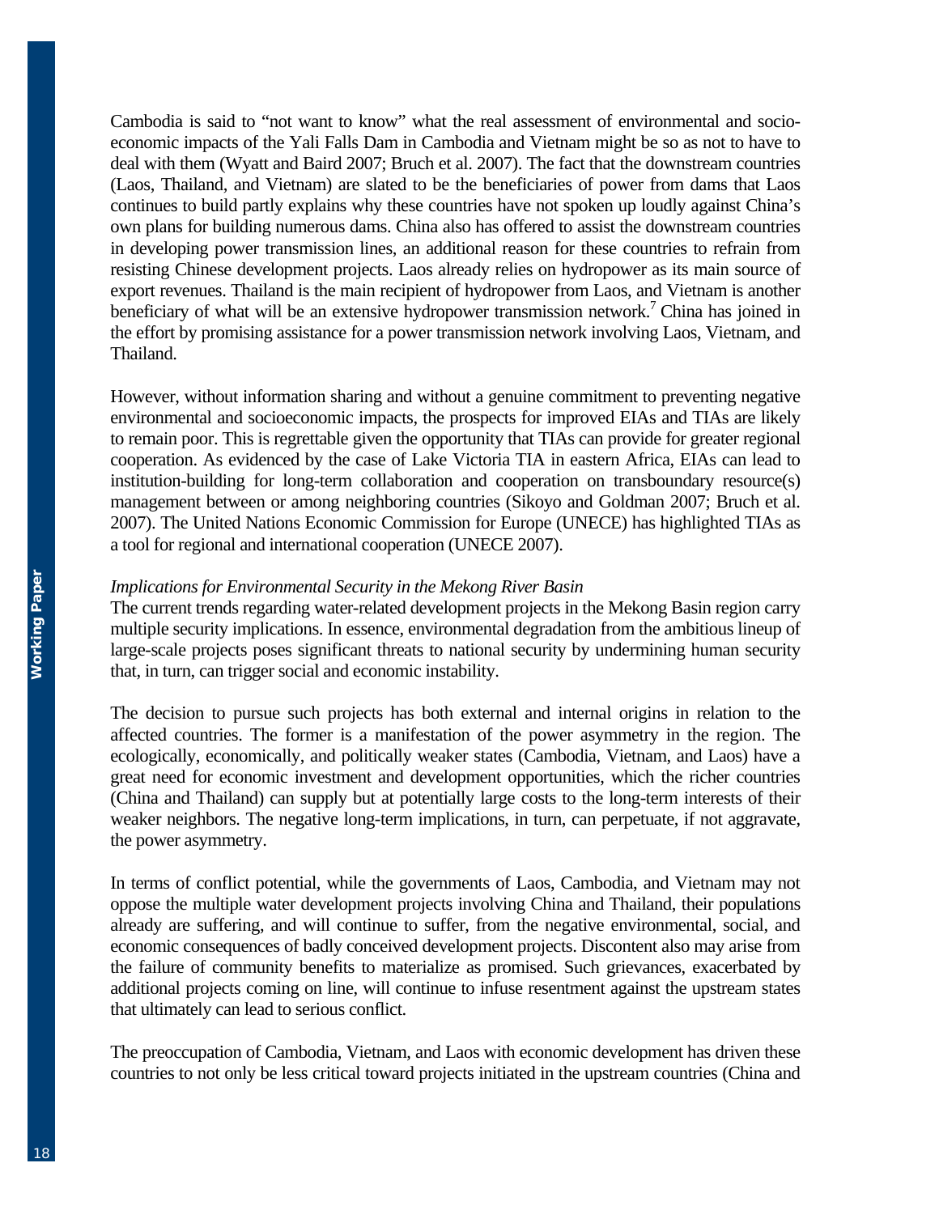Cambodia is said to "not want to know" what the real assessment of environmental and socio-economic impacts of the Yali Falls Dam in Cambodia and Vietnam might be so as not to have to deal with them (Wyatt and Baird 2007; Bruch et al. 2007). The fact that the downstream countries (Laos, Thailand, and Vietnam) are slated to be the beneficiaries of power from dams that Laos continues to build partly explains why these countries have not spoken up loudly against China's own plans for building numerous dams. China also has offered to assist the downstream countries in developing power transmission lines, an additional reason for these countries to refrain from resisting Chinese development projects. Laos already relies on hydropower as its main source of export revenues. Thailand is the main recipient of hydropower from Laos, and Vietnam is another beneficiary of what will be an extensive hydropower transmission network.[7] China has joined in the effort by promising assistance for a power transmission network involving Laos, Vietnam, and Thailand.

However, without information sharing and without a genuine commitment to preventing negative environmental and socioeconomic impacts, the prospects for improved EIAs and TIAs are likely to remain poor. This is regrettable given the opportunity that TIAs can provide for greater regional cooperation. As evidenced by the case of Lake Victoria TIA in eastern Africa, EIAs can lead to institution-building for long-term collaboration and cooperation on transboundary resource(s) management between or among neighboring countries (Sikoyo and Goldman 2007; Bruch et al. 2007). The United Nations Economic Commission for Europe (UNECE) has highlighted TIAs as a tool for regional and international cooperation (UNECE 2007).

*Implications for Environmental Security in the Mekong River Basin*

The current trends regarding water-related development projects in the Mekong Basin region carry multiple security implications. In essence, environmental degradation from the ambitious lineup of large-scale projects poses significant threats to national security by undermining human security that, in turn, can trigger social and economic instability.

The decision to pursue such projects has both external and internal origins in relation to the affected countries. The former is a manifestation of the power asymmetry in the region. The ecologically, economically, and politically weaker states (Cambodia, Vietnam, and Laos) have a great need for economic investment and development opportunities, which the richer countries (China and Thailand) can supply but at potentially large costs to the long-term interests of their weaker neighbors. The negative long-term implications, in turn, can perpetuate, if not aggravate, the power asymmetry.

In terms of conflict potential, while the governments of Laos, Cambodia, and Vietnam may not oppose the multiple water development projects involving China and Thailand, their populations already are suffering, and will continue to suffer, from the negative environmental, social, and economic consequences of badly conceived development projects. Discontent also may arise from the failure of community benefits to materialize as promised. Such grievances, exacerbated by additional projects coming on line, will continue to infuse resentment against the upstream states that ultimately can lead to serious conflict.

The preoccupation of Cambodia, Vietnam, and Laos with economic development has driven these countries to not only be less critical toward projects initiated in the upstream countries (China and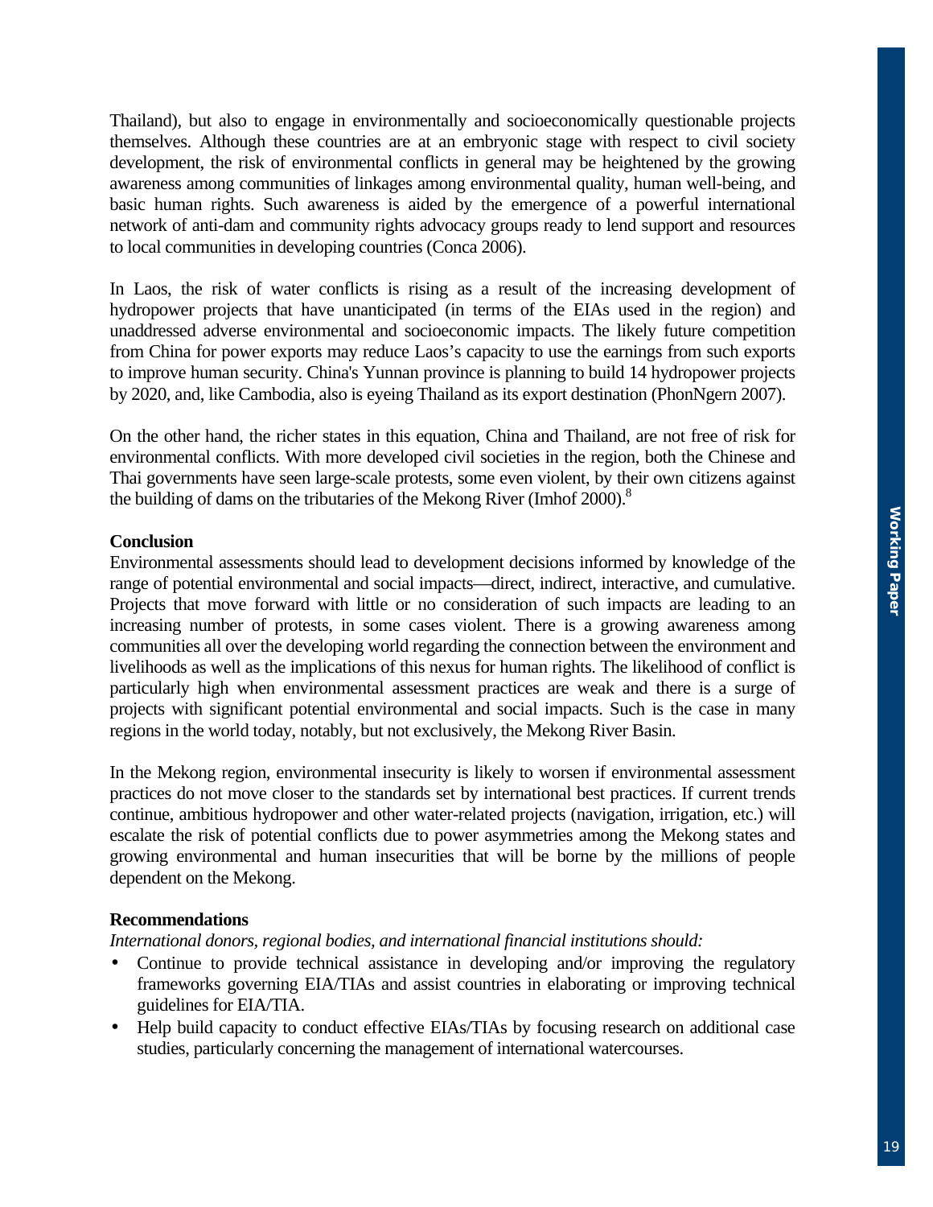Thailand), but also to engage in environmentally and socioeconomically questionable projects themselves. Although these countries are at an embryonic stage with respect to civil society development, the risk of environmental conflicts in general may be heightened by the growing awareness among communities of linkages among environmental quality, human well-being, and basic human rights. Such awareness is aided by the emergence of a powerful international network of anti-dam and community rights advocacy groups ready to lend support and resources to local communities in developing countries (Conca 2006).

In Laos, the risk of water conflicts is rising as a result of the increasing development of hydropower projects that have unanticipated (in terms of the EIAs used in the region) and unaddressed adverse environmental and socioeconomic impacts. The likely future competition from China for power exports may reduce Laos's capacity to use the earnings from such exports to improve human security. China's Yunnan province is planning to build 14 hydropower projects by 2020, and, like Cambodia, also is eyeing Thailand as its export destination (PhonNgern 2007).

On the other hand, the richer states in this equation, China and Thailand, are not free of risk for environmental conflicts. With more developed civil societies in the region, both the Chinese and Thai governments have seen large-scale protests, some even violent, by their own citizens against the building of dams on the tributaries of the Mekong River (Imhof 2000).[8]

**Conclusion**

Environmental assessments should lead to development decisions informed by knowledge of the range of potential environmental and social impacts—direct, indirect, interactive, and cumulative. Projects that move forward with little or no consideration of such impacts are leading to an increasing number of protests, in some cases violent. There is a growing awareness among communities all over the developing world regarding the connection between the environment and livelihoods as well as the implications of this nexus for human rights. The likelihood of conflict is particularly high when environmental assessment practices are weak and there is a surge of projects with significant potential environmental and social impacts. Such is the case in many regions in the world today, notably, but not exclusively, the Mekong River Basin.

In the Mekong region, environmental insecurity is likely to worsen if environmental assessment practices do not move closer to the standards set by international best practices. If current trends continue, ambitious hydropower and other water-related projects (navigation, irrigation, etc.) will escalate the risk of potential conflicts due to power asymmetries among the Mekong states and growing environmental and human insecurities that will be borne by the millions of people dependent on the Mekong.

**Recommendations**

*International donors, regional bodies, and international financial institutions should:*

- Continue to provide technical assistance in developing and/or improving the regulatory frameworks governing EIA/TIAs and assist countries in elaborating or improving technical guidelines for EIA/TIA.
- Help build capacity to conduct effective EIAs/TIAs by focusing research on additional case studies, particularly concerning the management of international watercourses.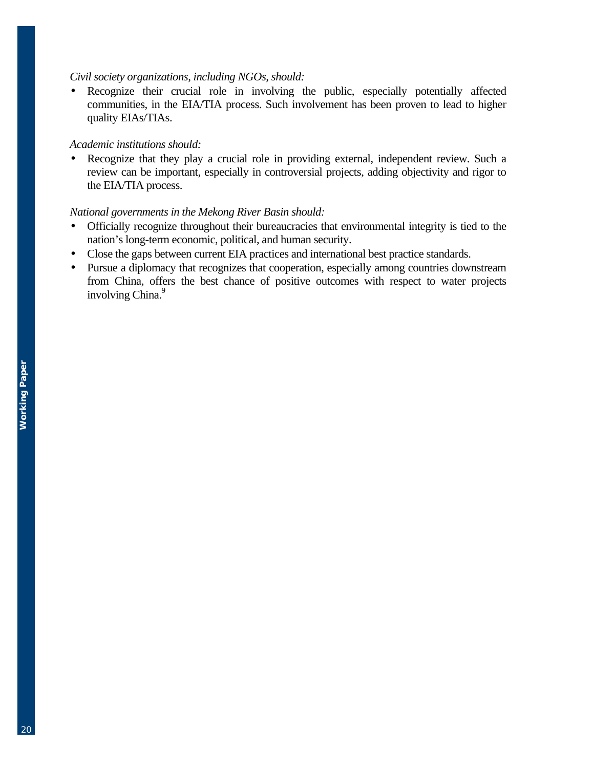*Civil society organizations, including NGOs, should:*

- Recognize their crucial role in involving the public, especially potentially affected communities, in the EIA/TIA process. Such involvement has been proven to lead to higher quality EIAs/TIAs.

*Academic institutions should:*

- Recognize that they play a crucial role in providing external, independent review. Such a review can be important, especially in controversial projects, adding objectivity and rigor to the EIA/TIA process.

*National governments in the Mekong River Basin should:*

- Officially recognize throughout their bureaucracies that environmental integrity is tied to the nation's long-term economic, political, and human security.
- Close the gaps between current EIA practices and international best practice standards.
- Pursue a diplomacy that recognizes that cooperation, especially among countries downstream from China, offers the best chance of positive outcomes with respect to water projects involving China.[9]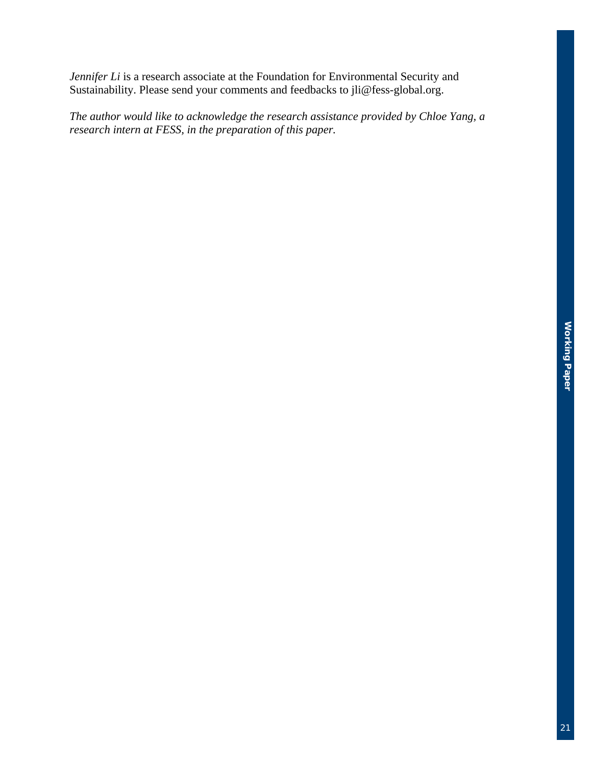*Jennifer Li* is a research associate at the Foundation for Environmental Security and Sustainability. Please send your comments and feedbacks to jli@fess-global.org.

*The author would like to acknowledge the research assistance provided by Chloe Yang, a research intern at FESS, in the preparation of this paper.*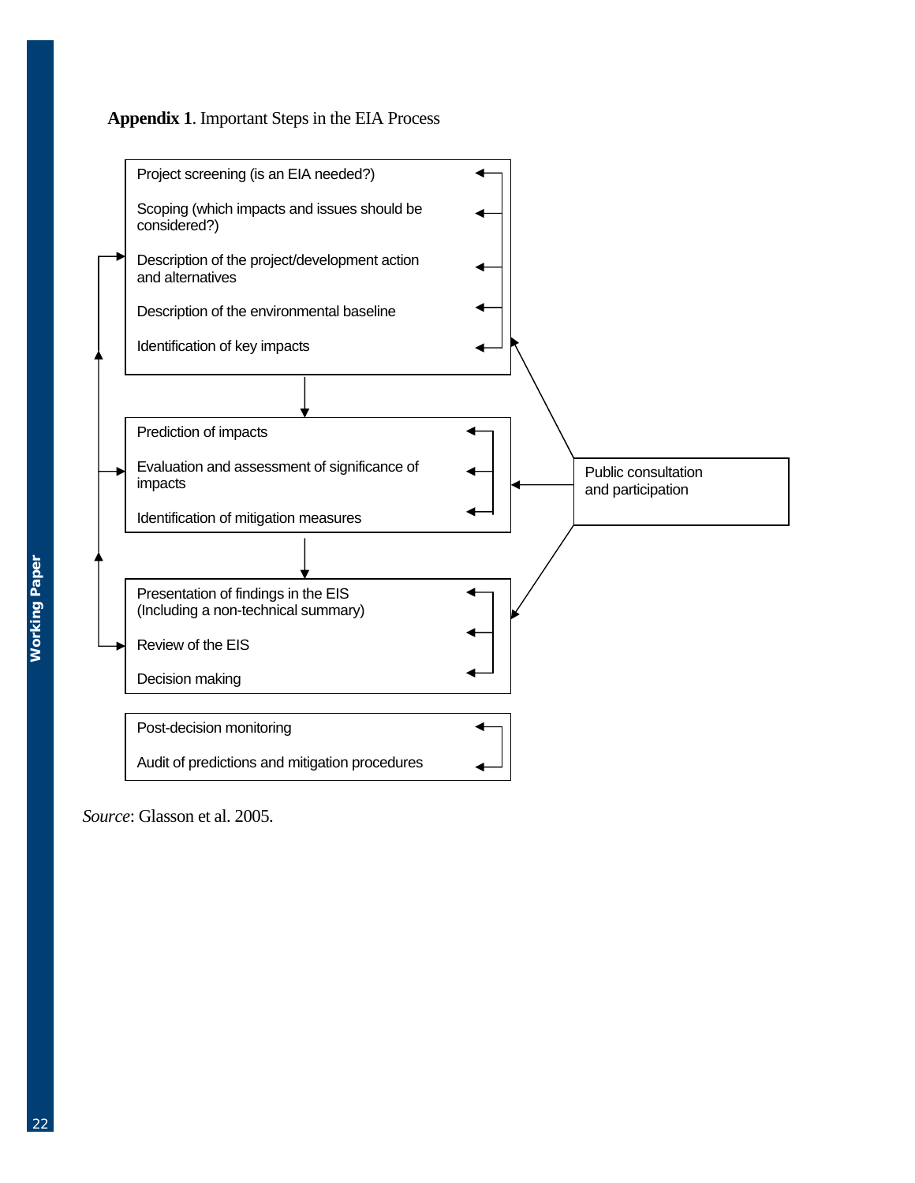**Appendix 1**. Important Steps in the EIA Process

Project screening (is an EIA needed?)

Scoping (which impacts and issues should be considered?)

Description of the project/development action and alternatives

Description of the environmental baseline

Identification of key impacts

Prediction of impacts

Evaluation and assessment of significance of impacts

Identification of mitigation measures

Presentation of findings in the EIS (Including a non-technical summary)

Review of the EIS

Decision making

Post-decision monitoring

Audit of predictions and mitigation procedures

Public consultation and participation

*Source*: Glasson et al. 2005.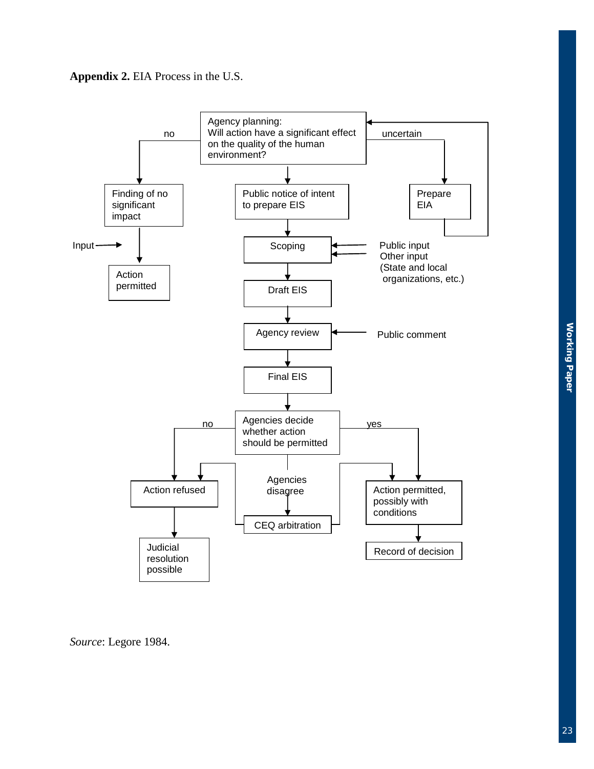**Appendix 2.** EIA Process in the U.S.

Agency planning: Will action have a significant effect on the quality of the human environment?

no

uncertain

Finding of no significant impact

Public notice of intent to prepare EIS

Prepare EIA

Input

Scoping

Public input
Other input
(State and local organizations, etc.)

Action permitted

Draft EIS

Agency review

Public comment

Final EIS

Agencies decide whether action should be permitted

no

yes

Action refused

Agencies disagree

Action permitted, possibly with conditions

CEQ arbitration

Judicial resolution possible

Record of decision

*Source*: Legore 1984.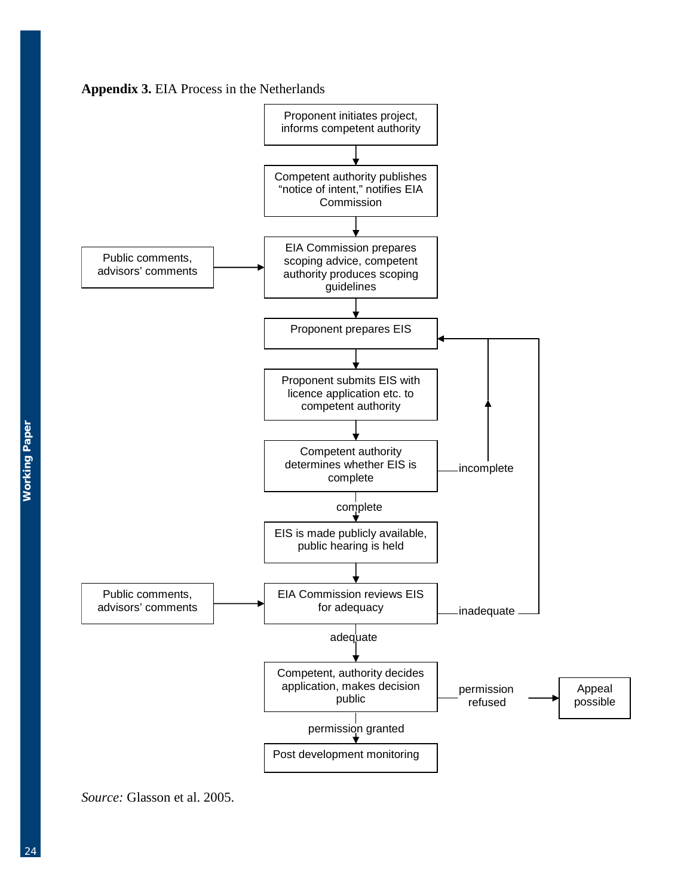**Appendix 3.** EIA Process in the Netherlands

Proponent initiates project, informs competent authority

↓

Competent authority publishes "notice of intent," notifies EIA Commission

↓

Public comments, advisors' comments → EIA Commission prepares scoping advice, competent authority produces scoping guidelines

↓

Proponent prepares EIS

↓

Proponent submits EIS with licence application etc. to competent authority

↓

Competent authority determines whether EIS is complete — incomplete → (back to) Proponent prepares EIS

↓ complete

EIS is made publicly available, public hearing is held

↓

Public comments, advisors' comments → EIA Commission reviews EIS for adequacy — inadequate → (back to) Proponent prepares EIS

↓ adequate

Competent, authority decides application, makes decision public — permission refused → Appeal possible

↓ permission granted

Post development monitoring

*Source:* Glasson et al. 2005.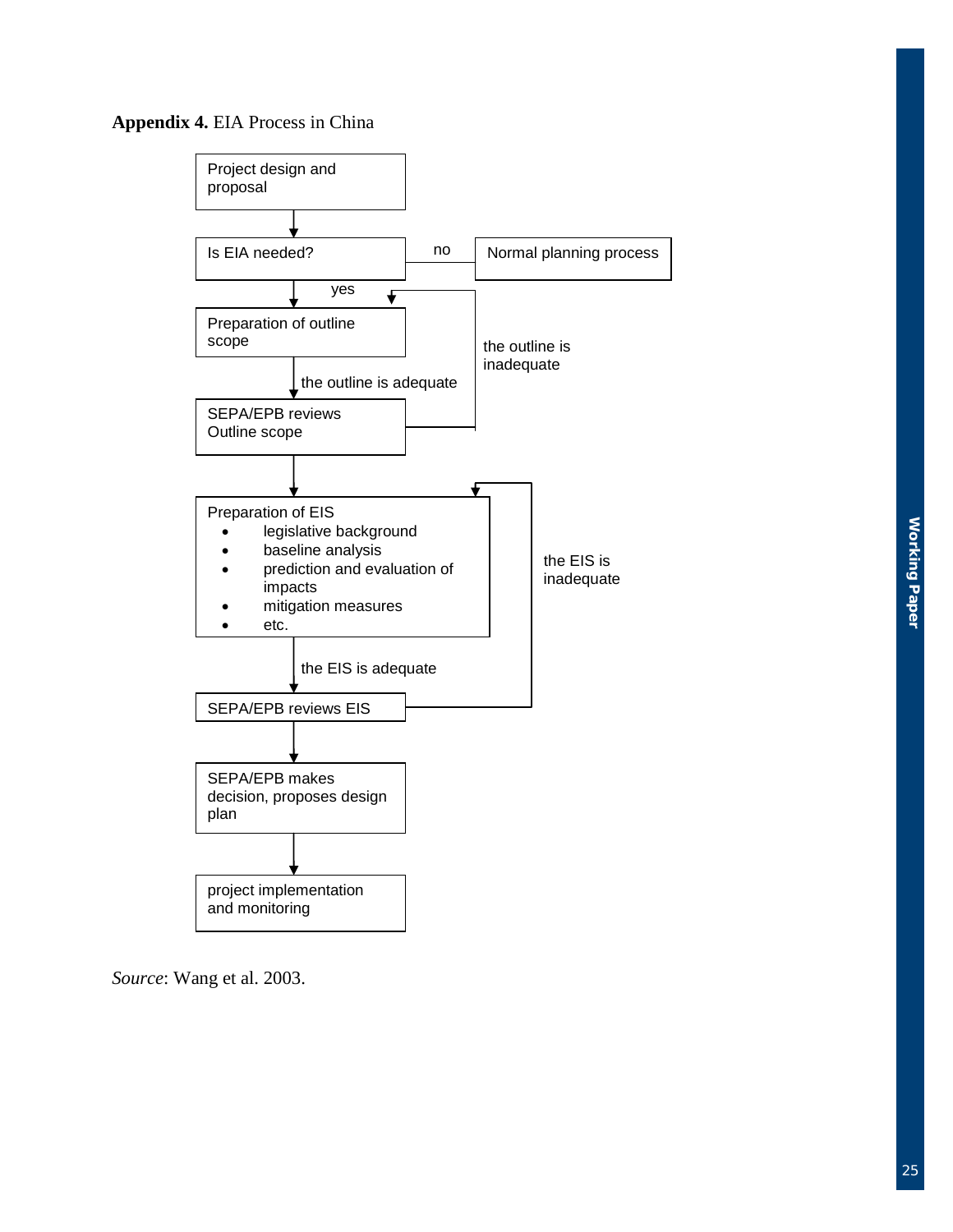**Appendix 4.** EIA Process in China

Project design and proposal

↓

Is EIA needed? — no → Normal planning process

↓ yes

Preparation of outline scope

↓ the outline is adequate

SEPA/EPB reviews Outline scope (the outline is inadequate → back to Preparation of outline scope)

↓

Preparation of EIS
- legislative background
- baseline analysis
- prediction and evaluation of impacts
- mitigation measures
- etc.

↓ the EIS is adequate

SEPA/EPB reviews EIS (the EIS is inadequate → back to Preparation of EIS)

↓

SEPA/EPB makes decision, proposes design plan

↓

project implementation and monitoring

*Source*: Wang et al. 2003.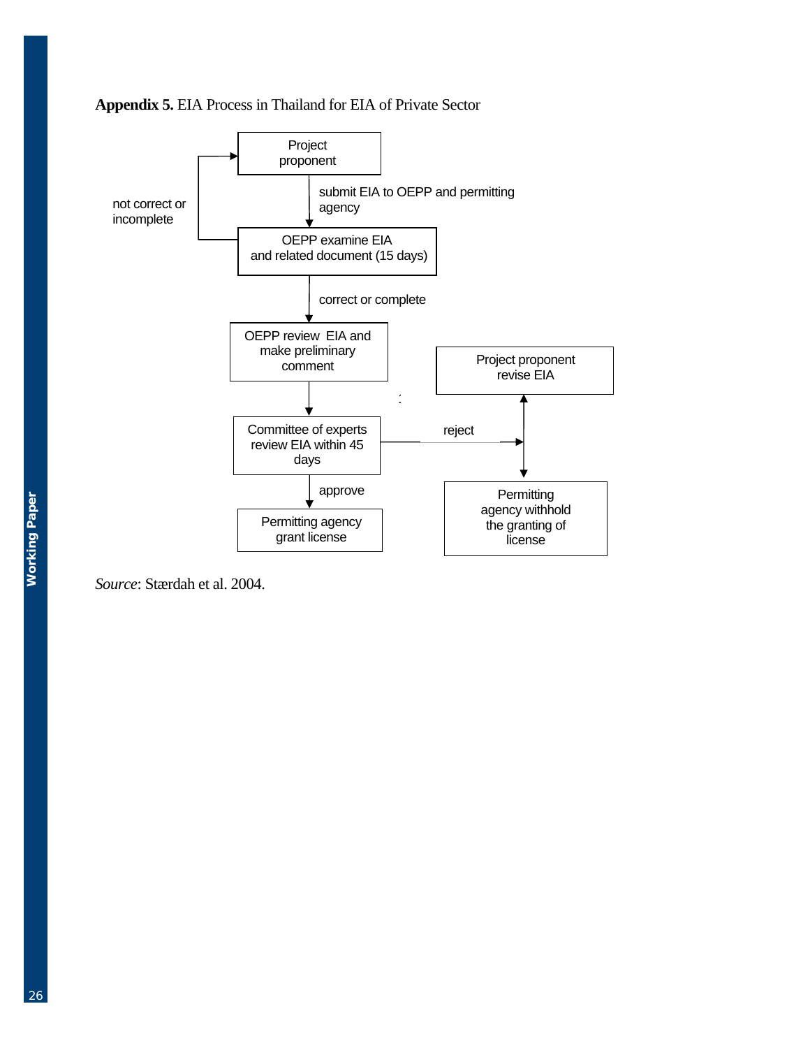**Appendix 5.** EIA Process in Thailand for EIA of Private Sector

Project proponent

submit EIA to OEPP and permitting agency

OEPP examine EIA and related document (15 days)

not correct or incomplete

correct or complete

OEPP review EIA and make preliminary comment

Committee of experts review EIA within 45 days

approve

Permitting agency grant license

reject

Project proponent revise EIA

Permitting agency withhold the granting of license

*Source*: Stærdah et al. 2004.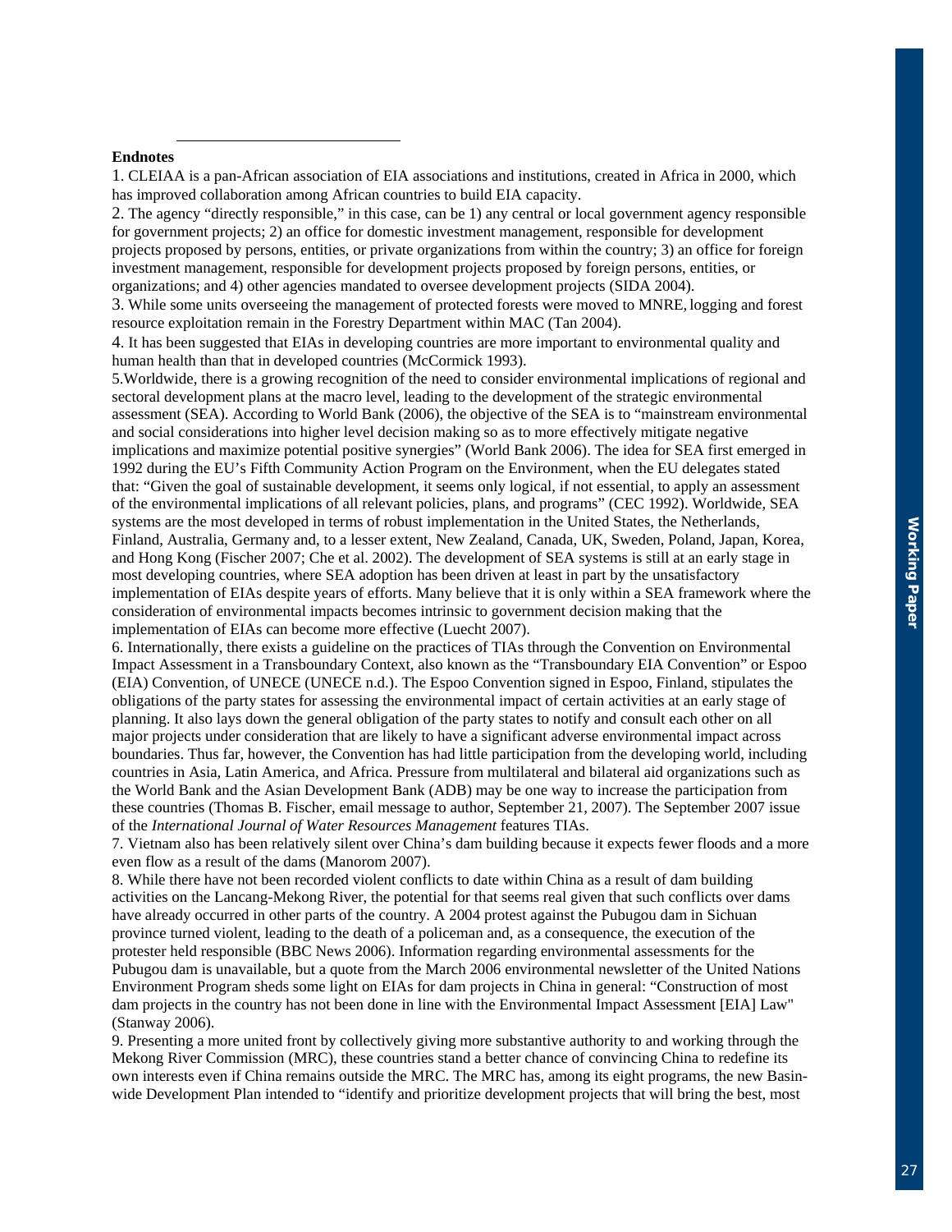**Endnotes**

1. CLEIAA is a pan-African association of EIA associations and institutions, created in Africa in 2000, which has improved collaboration among African countries to build EIA capacity.

2. The agency "directly responsible," in this case, can be 1) any central or local government agency responsible for government projects; 2) an office for domestic investment management, responsible for development projects proposed by persons, entities, or private organizations from within the country; 3) an office for foreign investment management, responsible for development projects proposed by foreign persons, entities, or organizations; and 4) other agencies mandated to oversee development projects (SIDA 2004).

3. While some units overseeing the management of protected forests were moved to MNRE, logging and forest resource exploitation remain in the Forestry Department within MAC (Tan 2004).

4. It has been suggested that EIAs in developing countries are more important to environmental quality and human health than that in developed countries (McCormick 1993).

5.Worldwide, there is a growing recognition of the need to consider environmental implications of regional and sectoral development plans at the macro level, leading to the development of the strategic environmental assessment (SEA). According to World Bank (2006), the objective of the SEA is to "mainstream environmental and social considerations into higher level decision making so as to more effectively mitigate negative implications and maximize potential positive synergies" (World Bank 2006). The idea for SEA first emerged in 1992 during the EU's Fifth Community Action Program on the Environment, when the EU delegates stated that: "Given the goal of sustainable development, it seems only logical, if not essential, to apply an assessment of the environmental implications of all relevant policies, plans, and programs" (CEC 1992). Worldwide, SEA systems are the most developed in terms of robust implementation in the United States, the Netherlands, Finland, Australia, Germany and, to a lesser extent, New Zealand, Canada, UK, Sweden, Poland, Japan, Korea, and Hong Kong (Fischer 2007; Che et al. 2002). The development of SEA systems is still at an early stage in most developing countries, where SEA adoption has been driven at least in part by the unsatisfactory implementation of EIAs despite years of efforts. Many believe that it is only within a SEA framework where the consideration of environmental impacts becomes intrinsic to government decision making that the implementation of EIAs can become more effective (Luecht 2007).

6. Internationally, there exists a guideline on the practices of TIAs through the Convention on Environmental Impact Assessment in a Transboundary Context, also known as the "Transboundary EIA Convention" or Espoo (EIA) Convention, of UNECE (UNECE n.d.). The Espoo Convention signed in Espoo, Finland, stipulates the obligations of the party states for assessing the environmental impact of certain activities at an early stage of planning. It also lays down the general obligation of the party states to notify and consult each other on all major projects under consideration that are likely to have a significant adverse environmental impact across boundaries. Thus far, however, the Convention has had little participation from the developing world, including countries in Asia, Latin America, and Africa. Pressure from multilateral and bilateral aid organizations such as the World Bank and the Asian Development Bank (ADB) may be one way to increase the participation from these countries (Thomas B. Fischer, email message to author, September 21, 2007). The September 2007 issue of the *International Journal of Water Resources Management* features TIAs.

7. Vietnam also has been relatively silent over China's dam building because it expects fewer floods and a more even flow as a result of the dams (Manorom 2007).

8. While there have not been recorded violent conflicts to date within China as a result of dam building activities on the Lancang-Mekong River, the potential for that seems real given that such conflicts over dams have already occurred in other parts of the country. A 2004 protest against the Pubugou dam in Sichuan province turned violent, leading to the death of a policeman and, as a consequence, the execution of the protester held responsible (BBC News 2006). Information regarding environmental assessments for the Pubugou dam is unavailable, but a quote from the March 2006 environmental newsletter of the United Nations Environment Program sheds some light on EIAs for dam projects in China in general: "Construction of most dam projects in the country has not been done in line with the Environmental Impact Assessment [EIA] Law" (Stanway 2006).

9. Presenting a more united front by collectively giving more substantive authority to and working through the Mekong River Commission (MRC), these countries stand a better chance of convincing China to redefine its own interests even if China remains outside the MRC. The MRC has, among its eight programs, the new Basin-wide Development Plan intended to "identify and prioritize development projects that will bring the best, most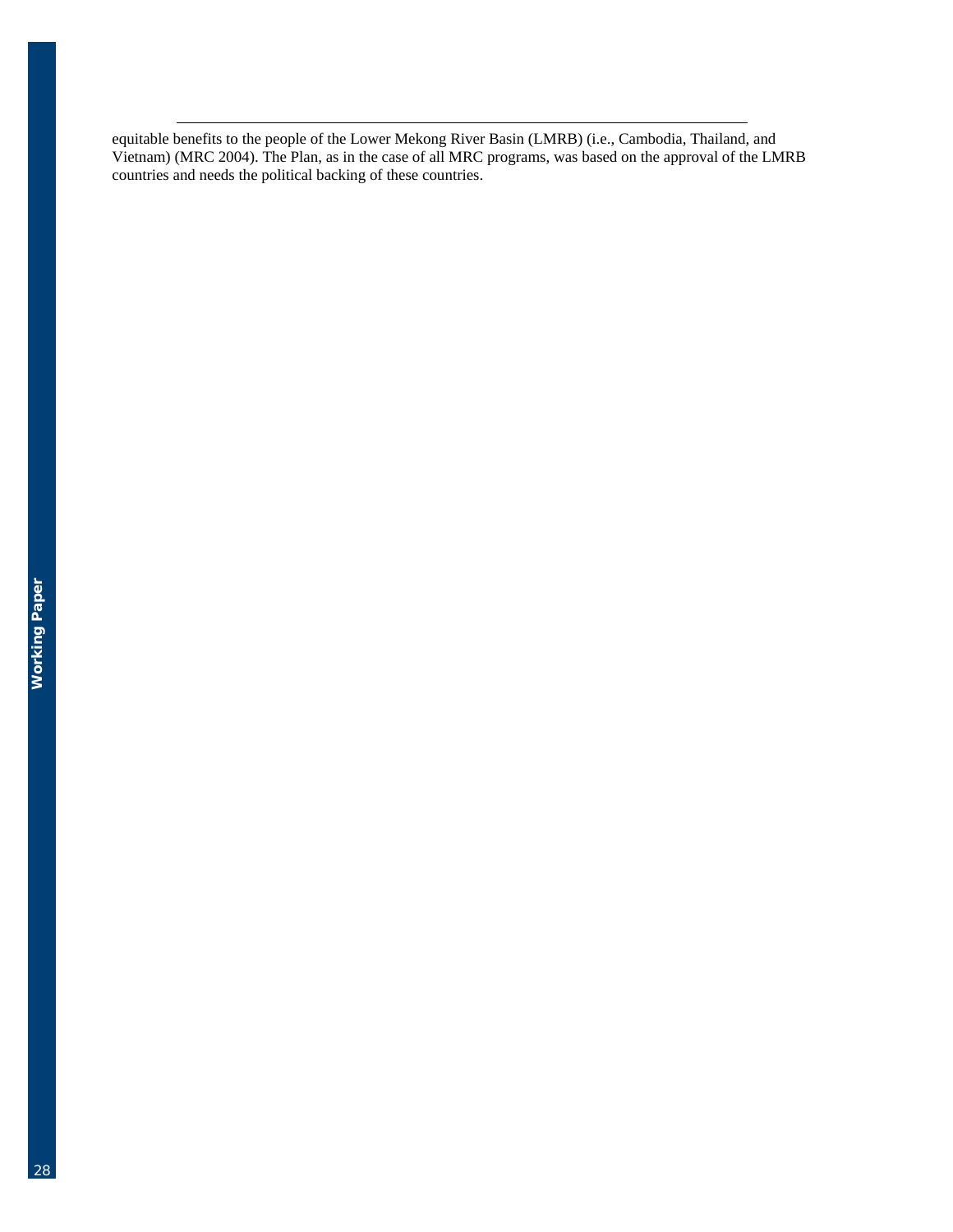equitable benefits to the people of the Lower Mekong River Basin (LMRB) (i.e., Cambodia, Thailand, and Vietnam) (MRC 2004). The Plan, as in the case of all MRC programs, was based on the approval of the LMRB countries and needs the political backing of these countries.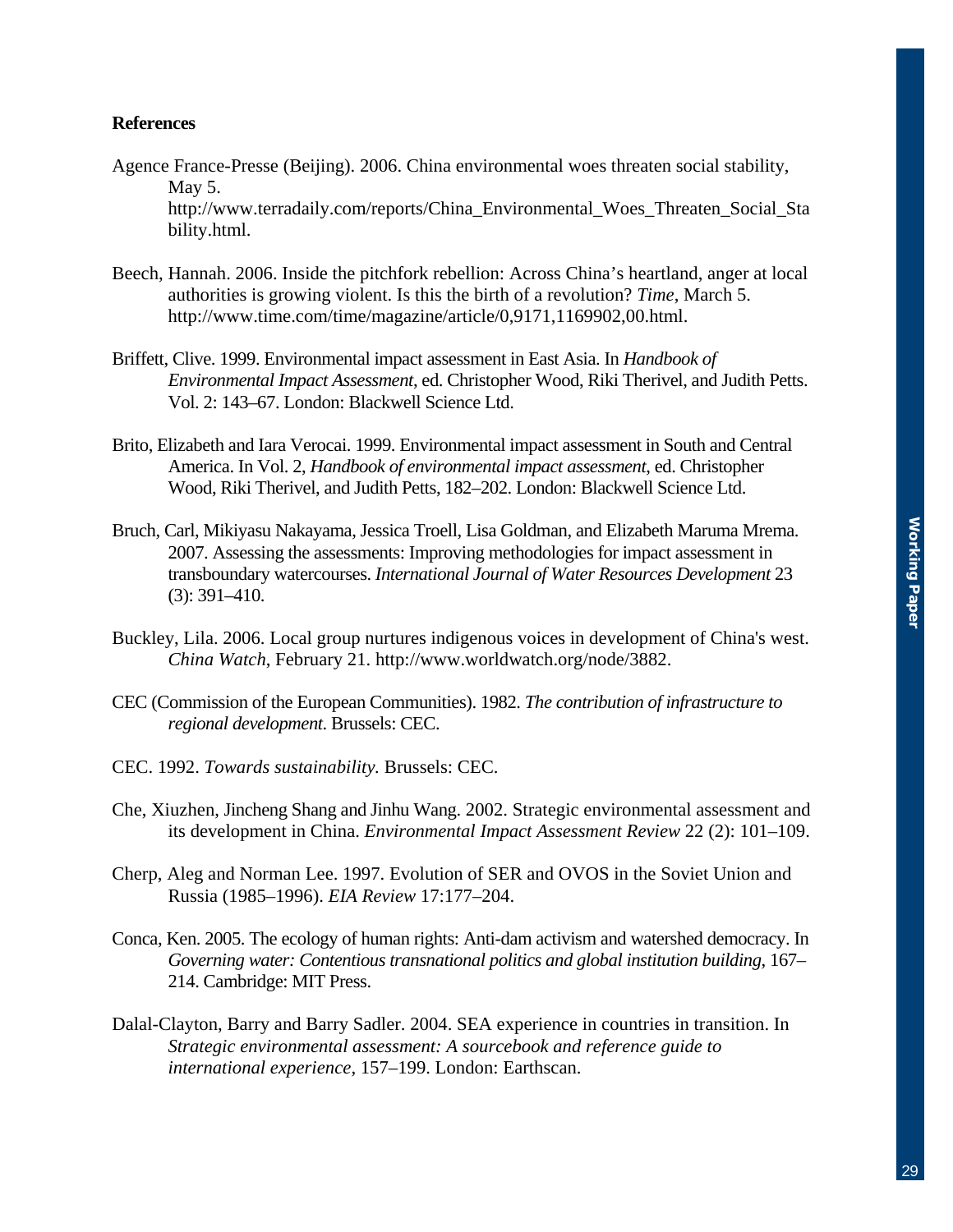## References

Agence France-Presse (Beijing). 2006. China environmental woes threaten social stability, May 5. http://www.terradaily.com/reports/China_Environmental_Woes_Threaten_Social_Stability.html.

Beech, Hannah. 2006. Inside the pitchfork rebellion: Across China's heartland, anger at local authorities is growing violent. Is this the birth of a revolution? *Time*, March 5. http://www.time.com/time/magazine/article/0,9171,1169902,00.html.

Briffett, Clive. 1999. Environmental impact assessment in East Asia. In *Handbook of Environmental Impact Assessment*, ed. Christopher Wood, Riki Therivel, and Judith Petts. Vol. 2: 143–67. London: Blackwell Science Ltd.

Brito, Elizabeth and Iara Verocai. 1999. Environmental impact assessment in South and Central America. In Vol. 2, *Handbook of environmental impact assessment*, ed. Christopher Wood, Riki Therivel, and Judith Petts, 182–202. London: Blackwell Science Ltd.

Bruch, Carl, Mikiyasu Nakayama, Jessica Troell, Lisa Goldman, and Elizabeth Maruma Mrema. 2007. Assessing the assessments: Improving methodologies for impact assessment in transboundary watercourses. *International Journal of Water Resources Development* 23 (3): 391–410.

Buckley, Lila. 2006. Local group nurtures indigenous voices in development of China's west. *China Watch*, February 21. http://www.worldwatch.org/node/3882.

CEC (Commission of the European Communities). 1982. *The contribution of infrastructure to regional development*. Brussels: CEC.

CEC. 1992. *Towards sustainability*. Brussels: CEC.

Che, Xiuzhen, Jincheng Shang and Jinhu Wang. 2002. Strategic environmental assessment and its development in China. *Environmental Impact Assessment Review* 22 (2): 101–109.

Cherp, Aleg and Norman Lee. 1997. Evolution of SER and OVOS in the Soviet Union and Russia (1985–1996). *EIA Review* 17:177–204.

Conca, Ken. 2005. The ecology of human rights: Anti-dam activism and watershed democracy. In *Governing water: Contentious transnational politics and global institution building*, 167–214. Cambridge: MIT Press.

Dalal-Clayton, Barry and Barry Sadler. 2004. SEA experience in countries in transition. In *Strategic environmental assessment: A sourcebook and reference guide to international experience*, 157–199. London: Earthscan.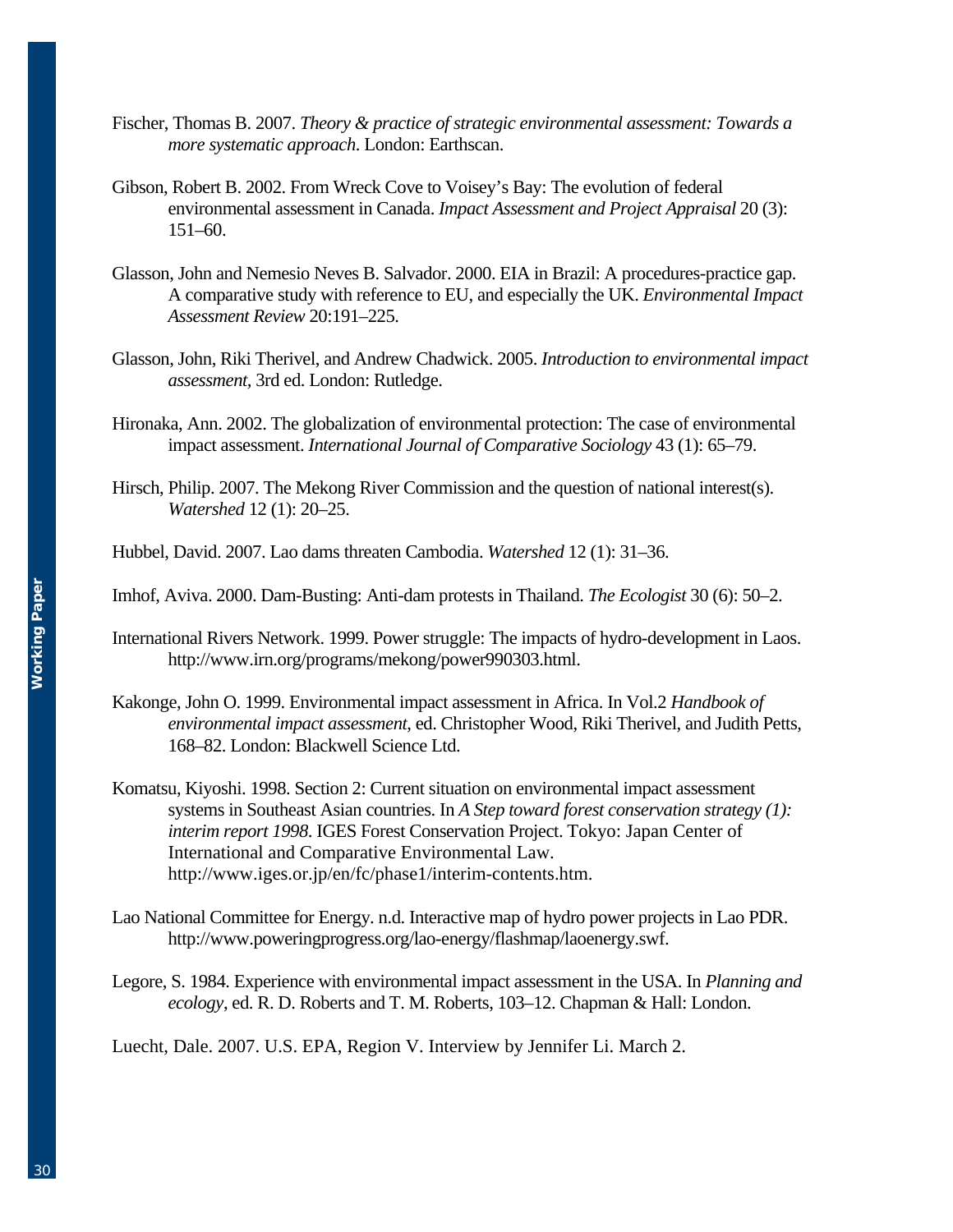Fischer, Thomas B. 2007. *Theory & practice of strategic environmental assessment: Towards a more systematic approach*. London: Earthscan.

Gibson, Robert B. 2002. From Wreck Cove to Voisey's Bay: The evolution of federal environmental assessment in Canada. *Impact Assessment and Project Appraisal* 20 (3): 151–60.

Glasson, John and Nemesio Neves B. Salvador. 2000. EIA in Brazil: A procedures-practice gap. A comparative study with reference to EU, and especially the UK. *Environmental Impact Assessment Review* 20:191–225.

Glasson, John, Riki Therivel, and Andrew Chadwick. 2005. *Introduction to environmental impact assessment*, 3rd ed. London: Rutledge.

Hironaka, Ann. 2002. The globalization of environmental protection: The case of environmental impact assessment. *International Journal of Comparative Sociology* 43 (1): 65–79.

Hirsch, Philip. 2007. The Mekong River Commission and the question of national interest(s). *Watershed* 12 (1): 20–25.

Hubbel, David. 2007. Lao dams threaten Cambodia. *Watershed* 12 (1): 31–36.

Imhof, Aviva. 2000. Dam-Busting: Anti-dam protests in Thailand. *The Ecologist* 30 (6): 50–2.

International Rivers Network. 1999. Power struggle: The impacts of hydro-development in Laos. http://www.irn.org/programs/mekong/power990303.html.

Kakonge, John O. 1999. Environmental impact assessment in Africa. In Vol.2 *Handbook of environmental impact assessment*, ed. Christopher Wood, Riki Therivel, and Judith Petts, 168–82. London: Blackwell Science Ltd.

Komatsu, Kiyoshi. 1998. Section 2: Current situation on environmental impact assessment systems in Southeast Asian countries. In *A Step toward forest conservation strategy (1): interim report 1998*. IGES Forest Conservation Project. Tokyo: Japan Center of International and Comparative Environmental Law. http://www.iges.or.jp/en/fc/phase1/interim-contents.htm.

Lao National Committee for Energy. n.d. Interactive map of hydro power projects in Lao PDR. http://www.poweringprogress.org/lao-energy/flashmap/laoenergy.swf.

Legore, S. 1984. Experience with environmental impact assessment in the USA. In *Planning and ecology*, ed. R. D. Roberts and T. M. Roberts, 103–12. Chapman & Hall: London.

Luecht, Dale. 2007. U.S. EPA, Region V. Interview by Jennifer Li. March 2.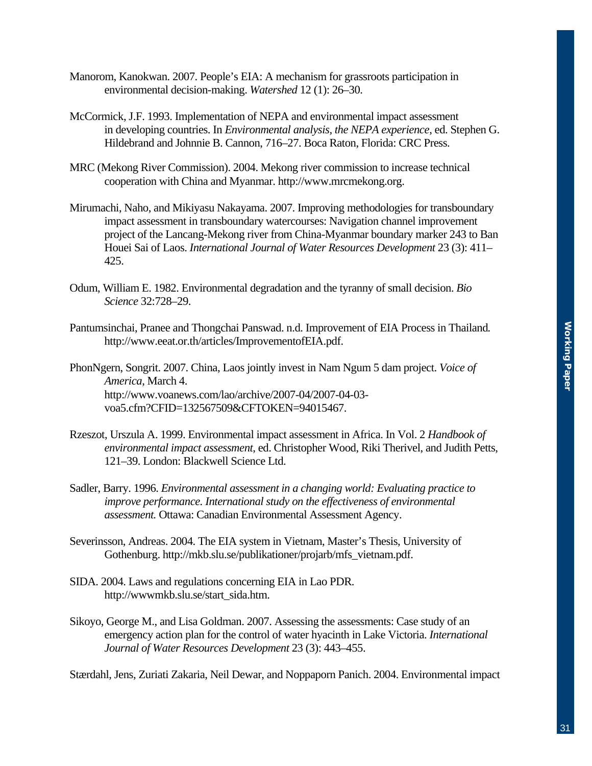Manorom, Kanokwan. 2007. People's EIA: A mechanism for grassroots participation in environmental decision-making. *Watershed* 12 (1): 26–30.

McCormick, J.F. 1993. Implementation of NEPA and environmental impact assessment in developing countries. In *Environmental analysis, the NEPA experience*, ed. Stephen G. Hildebrand and Johnnie B. Cannon, 716–27. Boca Raton, Florida: CRC Press.

MRC (Mekong River Commission). 2004. Mekong river commission to increase technical cooperation with China and Myanmar. http://www.mrcmekong.org.

Mirumachi, Naho, and Mikiyasu Nakayama. 2007. Improving methodologies for transboundary impact assessment in transboundary watercourses: Navigation channel improvement project of the Lancang-Mekong river from China-Myanmar boundary marker 243 to Ban Houei Sai of Laos. *International Journal of Water Resources Development* 23 (3): 411–425.

Odum, William E. 1982. Environmental degradation and the tyranny of small decision. *Bio Science* 32:728–29.

Pantumsinchai, Pranee and Thongchai Panswad. n.d. Improvement of EIA Process in Thailand. http://www.eeat.or.th/articles/ImprovementofEIA.pdf.

PhonNgern, Songrit. 2007. China, Laos jointly invest in Nam Ngum 5 dam project. *Voice of America*, March 4. http://www.voanews.com/lao/archive/2007-04/2007-04-03-voa5.cfm?CFID=132567509&CFTOKEN=94015467.

Rzeszot, Urszula A. 1999. Environmental impact assessment in Africa. In Vol. 2 *Handbook of environmental impact assessment*, ed. Christopher Wood, Riki Therivel, and Judith Petts, 121–39. London: Blackwell Science Ltd.

Sadler, Barry. 1996. *Environmental assessment in a changing world: Evaluating practice to improve performance. International study on the effectiveness of environmental assessment.* Ottawa: Canadian Environmental Assessment Agency.

Severinsson, Andreas. 2004. The EIA system in Vietnam, Master's Thesis, University of Gothenburg. http://mkb.slu.se/publikationer/projarb/mfs_vietnam.pdf.

SIDA. 2004. Laws and regulations concerning EIA in Lao PDR. http://wwwmkb.slu.se/start_sida.htm.

Sikoyo, George M., and Lisa Goldman. 2007. Assessing the assessments: Case study of an emergency action plan for the control of water hyacinth in Lake Victoria. *International Journal of Water Resources Development* 23 (3): 443–455.

Stærdahl, Jens, Zuriati Zakaria, Neil Dewar, and Noppaporn Panich. 2004. Environmental impact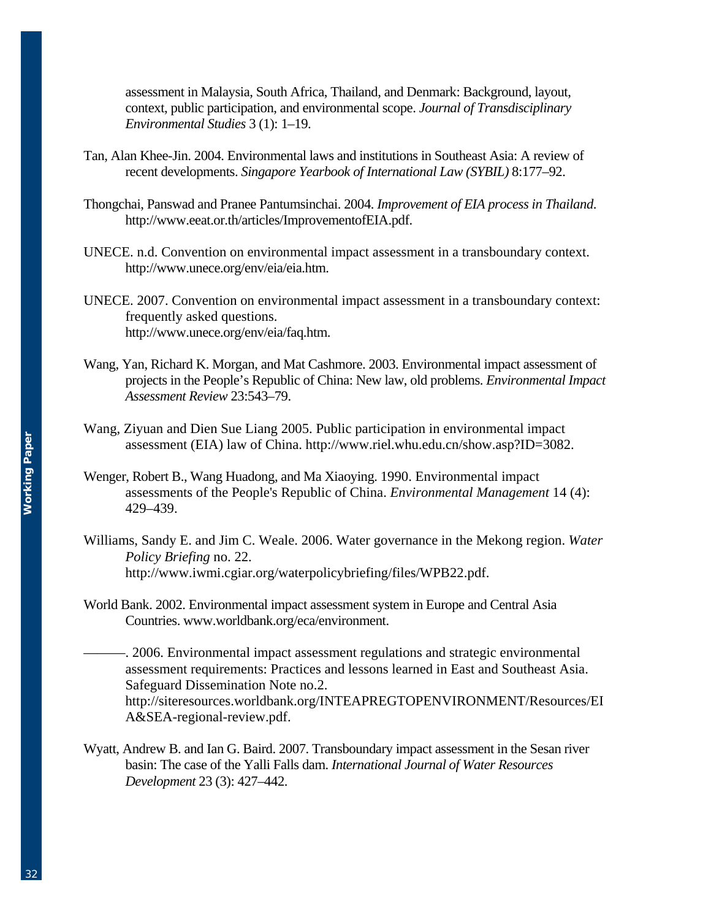assessment in Malaysia, South Africa, Thailand, and Denmark: Background, layout, context, public participation, and environmental scope. *Journal of Transdisciplinary Environmental Studies* 3 (1): 1–19.

Tan, Alan Khee-Jin. 2004. Environmental laws and institutions in Southeast Asia: A review of recent developments. *Singapore Yearbook of International Law (SYBIL)* 8:177–92.

Thongchai, Panswad and Pranee Pantumsinchai. 2004. *Improvement of EIA process in Thailand*. http://www.eeat.or.th/articles/ImprovementofEIA.pdf.

UNECE. n.d. Convention on environmental impact assessment in a transboundary context. http://www.unece.org/env/eia/eia.htm.

UNECE. 2007. Convention on environmental impact assessment in a transboundary context: frequently asked questions. http://www.unece.org/env/eia/faq.htm.

Wang, Yan, Richard K. Morgan, and Mat Cashmore. 2003. Environmental impact assessment of projects in the People's Republic of China: New law, old problems. *Environmental Impact Assessment Review* 23:543–79.

Wang, Ziyuan and Dien Sue Liang 2005. Public participation in environmental impact assessment (EIA) law of China. http://www.riel.whu.edu.cn/show.asp?ID=3082.

Wenger, Robert B., Wang Huadong, and Ma Xiaoying. 1990. Environmental impact assessments of the People's Republic of China. *Environmental Management* 14 (4): 429–439.

Williams, Sandy E. and Jim C. Weale. 2006. Water governance in the Mekong region. *Water Policy Briefing* no. 22. http://www.iwmi.cgiar.org/waterpolicybriefing/files/WPB22.pdf.

World Bank. 2002. Environmental impact assessment system in Europe and Central Asia Countries. www.worldbank.org/eca/environment.

———. 2006. Environmental impact assessment regulations and strategic environmental assessment requirements: Practices and lessons learned in East and Southeast Asia. Safeguard Dissemination Note no.2. http://siteresources.worldbank.org/INTEAPREGTOPENVIRONMENT/Resources/EIA&SEA-regional-review.pdf.

Wyatt, Andrew B. and Ian G. Baird. 2007. Transboundary impact assessment in the Sesan river basin: The case of the Yalli Falls dam. *International Journal of Water Resources Development* 23 (3): 427–442.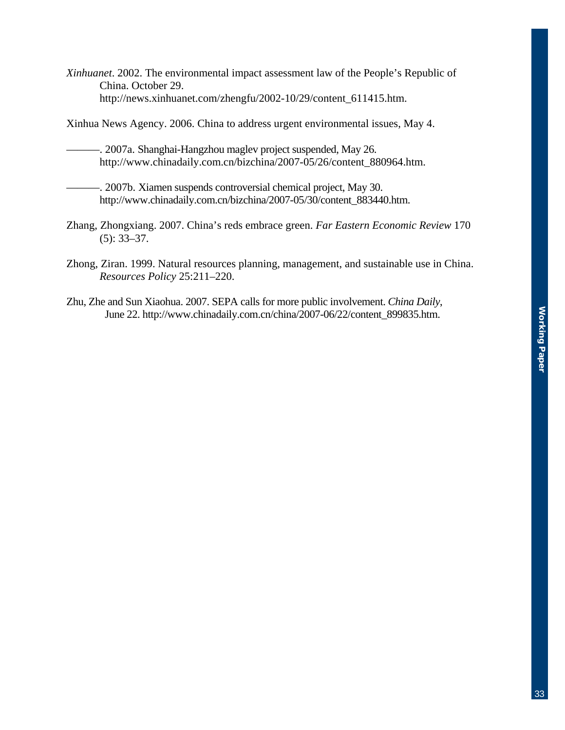*Xinhuanet*. 2002. The environmental impact assessment law of the People's Republic of China. October 29. http://news.xinhuanet.com/zhengfu/2002-10/29/content_611415.htm.

Xinhua News Agency. 2006. China to address urgent environmental issues, May 4.

———. 2007a. Shanghai-Hangzhou maglev project suspended, May 26. http://www.chinadaily.com.cn/bizchina/2007-05/26/content_880964.htm.

———. 2007b. Xiamen suspends controversial chemical project, May 30. http://www.chinadaily.com.cn/bizchina/2007-05/30/content_883440.htm.

Zhang, Zhongxiang. 2007. China's reds embrace green. *Far Eastern Economic Review* 170 (5): 33–37.

Zhong, Ziran. 1999. Natural resources planning, management, and sustainable use in China. *Resources Policy* 25:211–220.

Zhu, Zhe and Sun Xiaohua. 2007. SEPA calls for more public involvement. *China Daily*, June 22. http://www.chinadaily.com.cn/china/2007-06/22/content_899835.htm.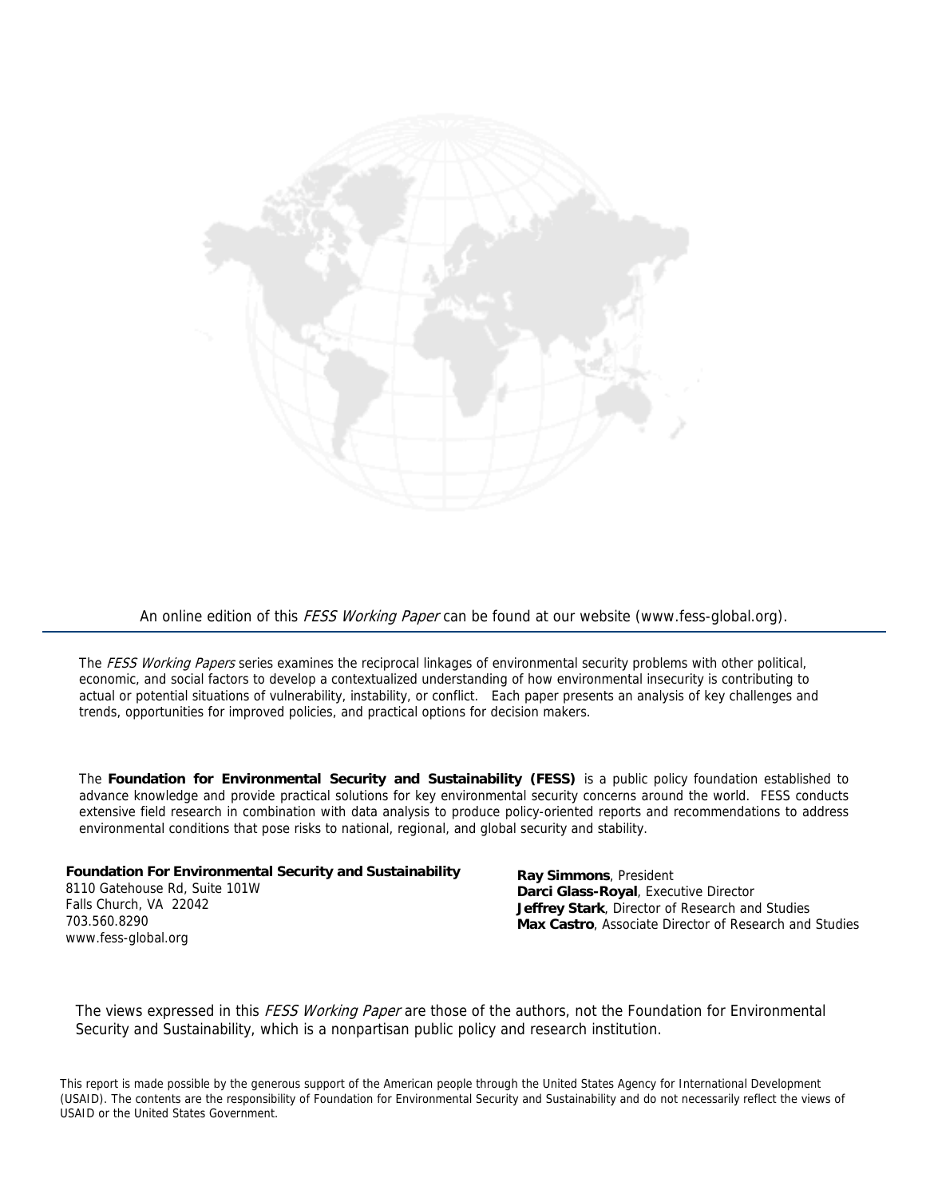An online edition of this *FESS Working Paper* can be found at our website (www.fess-global.org).

The *FESS Working Papers* series examines the reciprocal linkages of environmental security problems with other political, economic, and social factors to develop a contextualized understanding of how environmental insecurity is contributing to actual or potential situations of vulnerability, instability, or conflict. Each paper presents an analysis of key challenges and trends, opportunities for improved policies, and practical options for decision makers.

The **Foundation for Environmental Security and Sustainability (FESS)** is a public policy foundation established to advance knowledge and provide practical solutions for key environmental security concerns around the world. FESS conducts extensive field research in combination with data analysis to produce policy-oriented reports and recommendations to address environmental conditions that pose risks to national, regional, and global security and stability.

**Foundation For Environmental Security and Sustainability**
8110 Gatehouse Rd, Suite 101W
Falls Church, VA 22042
703.560.8290
www.fess-global.org

**Ray Simmons**, President
**Darci Glass-Royal**, Executive Director
**Jeffrey Stark**, Director of Research and Studies
**Max Castro**, Associate Director of Research and Studies

The views expressed in this *FESS Working Paper* are those of the authors, not the Foundation for Environmental Security and Sustainability, which is a nonpartisan public policy and research institution.

This report is made possible by the generous support of the American people through the United States Agency for International Development (USAID). The contents are the responsibility of Foundation for Environmental Security and Sustainability and do not necessarily reflect the views of USAID or the United States Government.